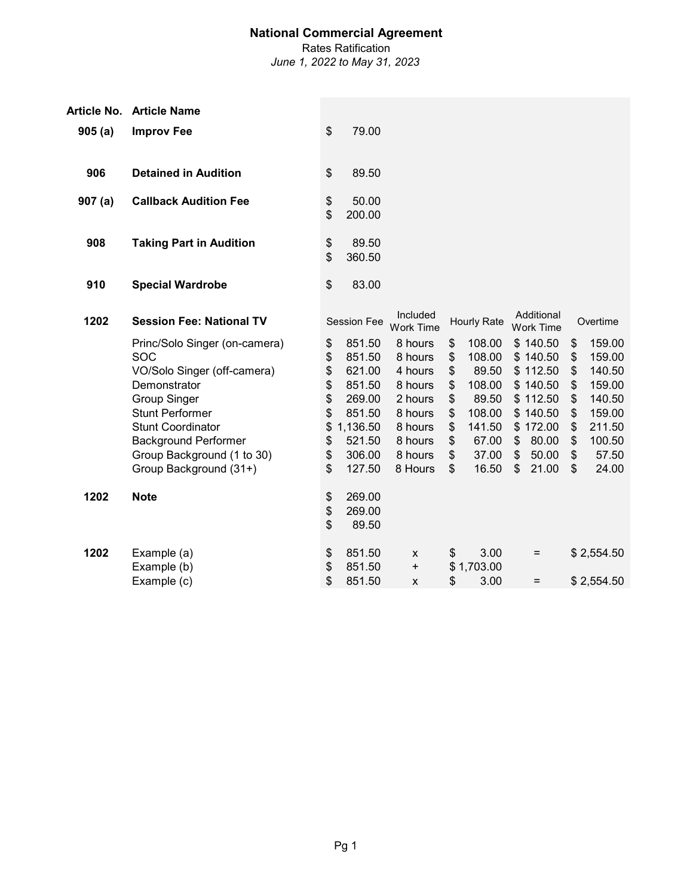# National Commercial Agreement

Rates Ratification

*June 1, 2022 to May 31, 2023*

| Article No. | Article Name | | | | | |
|---|---|---|---|---|---|---|
| **905 (a)** | **Improv Fee** | $ 79.00 | | | | |
| **906** | **Detained in Audition** | $ 89.50 | | | | |
| **907 (a)** | **Callback Audition Fee** | $ 50.00 | | | | |
| | | $ 200.00 | | | | |
| **908** | **Taking Part in Audition** | $ 89.50 | | | | |
| | | $ 360.50 | | | | |
| **910** | **Special Wardrobe** | $ 83.00 | | | | |
| **1202** | **Session Fee: National TV** | Session Fee | Included Work Time | Hourly Rate | Additional Work Time | Overtime |
| | Princ/Solo Singer (on-camera) | $ 851.50 | 8 hours | $ 108.00 | $ 140.50 | $ 159.00 |
| | SOC | $ 851.50 | 8 hours | $ 108.00 | $ 140.50 | $ 159.00 |
| | VO/Solo Singer (off-camera) | $ 621.00 | 4 hours | $ 89.50 | $ 112.50 | $ 140.50 |
| | Demonstrator | $ 851.50 | 8 hours | $ 108.00 | $ 140.50 | $ 159.00 |
| | Group Singer | $ 269.00 | 2 hours | $ 89.50 | $ 112.50 | $ 140.50 |
| | Stunt Performer | $ 851.50 | 8 hours | $ 108.00 | $ 140.50 | $ 159.00 |
| | Stunt Coordinator | $ 1,136.50 | 8 hours | $ 141.50 | $ 172.00 | $ 211.50 |
| | Background Performer | $ 521.50 | 8 hours | $ 67.00 | $ 80.00 | $ 100.50 |
| | Group Background (1 to 30) | $ 306.00 | 8 hours | $ 37.00 | $ 50.00 | $ 57.50 |
| | Group Background (31+) | $ 127.50 | 8 Hours | $ 16.50 | $ 21.00 | $ 24.00 |
| **1202** | **Note** | $ 269.00 | | | | |
| | | $ 269.00 | | | | |
| | | $ 89.50 | | | | |
| **1202** | Example (a) | $ 851.50 | x | $ 3.00 | = | $ 2,554.50 |
| | Example (b) | $ 851.50 | + | $ 1,703.00 | | |
| | Example (c) | $ 851.50 | x | $ 3.00 | = | $ 2,554.50 |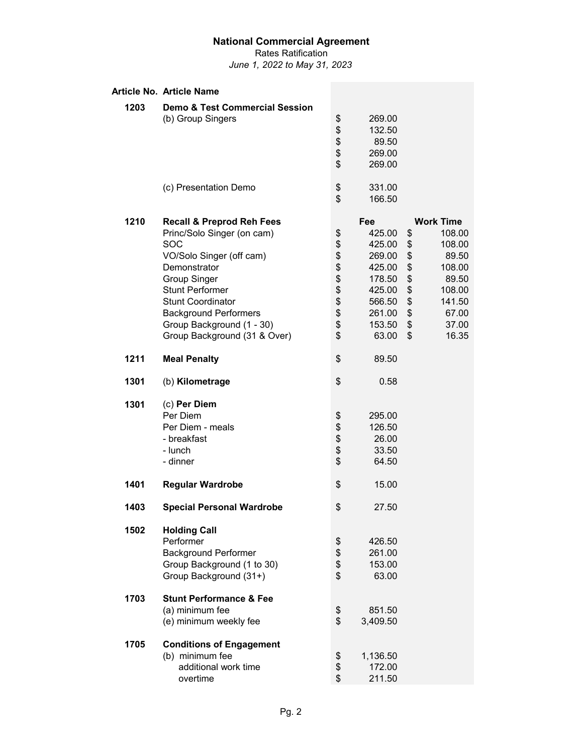**National Commercial Agreement**

Rates Ratification

*June 1, 2022 to May 31, 2023*

| Article No. | Article Name | Fee | Work Time |
|---|---|---|---|
| 1203 | **Demo & Test Commercial Session** | | |
| | (b) Group Singers | $ 269.00 | |
| | | $ 132.50 | |
| | | $ 89.50 | |
| | | $ 269.00 | |
| | | $ 269.00 | |
| | (c) Presentation Demo | $ 331.00 | |
| | | $ 166.50 | |
| 1210 | **Recall & Preprod Reh Fees** | **Fee** | **Work Time** |
| | Princ/Solo Singer (on cam) | $ 425.00 | $ 108.00 |
| | SOC | $ 425.00 | $ 108.00 |
| | VO/Solo Singer (off cam) | $ 269.00 | $ 89.50 |
| | Demonstrator | $ 425.00 | $ 108.00 |
| | Group Singer | $ 178.50 | $ 89.50 |
| | Stunt Performer | $ 425.00 | $ 108.00 |
| | Stunt Coordinator | $ 566.50 | $ 141.50 |
| | Background Performers | $ 261.00 | $ 67.00 |
| | Group Background (1 - 30) | $ 153.50 | $ 37.00 |
| | Group Background (31 & Over) | $ 63.00 | $ 16.35 |
| 1211 | **Meal Penalty** | $ 89.50 | |
| 1301 | (b) **Kilometrage** | $ 0.58 | |
| 1301 | (c) **Per Diem** | | |
| | Per Diem | $ 295.00 | |
| | Per Diem - meals | $ 126.50 | |
| | - breakfast | $ 26.00 | |
| | - lunch | $ 33.50 | |
| | - dinner | $ 64.50 | |
| 1401 | **Regular Wardrobe** | $ 15.00 | |
| 1403 | **Special Personal Wardrobe** | $ 27.50 | |
| 1502 | **Holding Call** | | |
| | Performer | $ 426.50 | |
| | Background Performer | $ 261.00 | |
| | Group Background (1 to 30) | $ 153.00 | |
| | Group Background (31+) | $ 63.00 | |
| 1703 | **Stunt Performance & Fee** | | |
| | (a) minimum fee | $ 851.50 | |
| | (e) minimum weekly fee | $ 3,409.50 | |
| 1705 | **Conditions of Engagement** | | |
| | (b) minimum fee | $ 1,136.50 | |
| | additional work time | $ 172.00 | |
| | overtime | $ 211.50 | |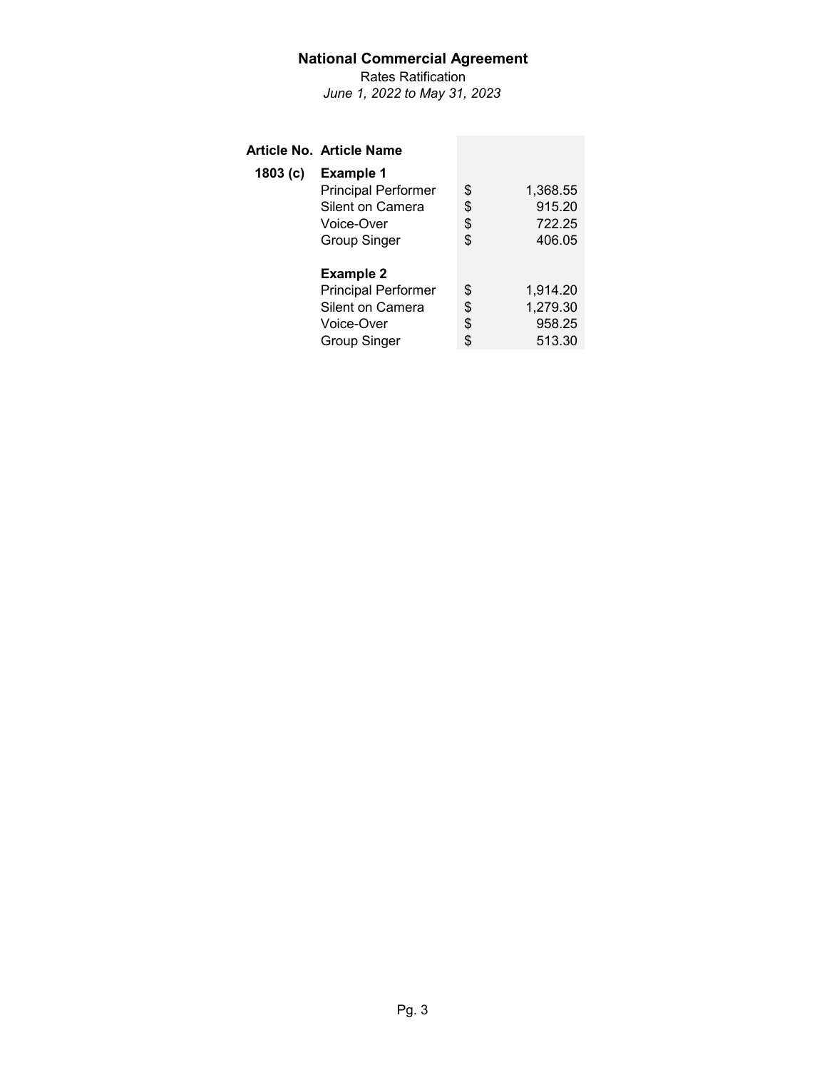# National Commercial Agreement

Rates Ratification

*June 1, 2022 to May 31, 2023*

| Article No. | Article Name | |
|---|---|---|
| **1803 (c)** | **Example 1** | |
| | Principal Performer | $ 1,368.55 |
| | Silent on Camera | $ 915.20 |
| | Voice-Over | $ 722.25 |
| | Group Singer | $ 406.05 |
| | **Example 2** | |
| | Principal Performer | $ 1,914.20 |
| | Silent on Camera | $ 1,279.30 |
| | Voice-Over | $ 958.25 |
| | Group Singer | $ 513.30 |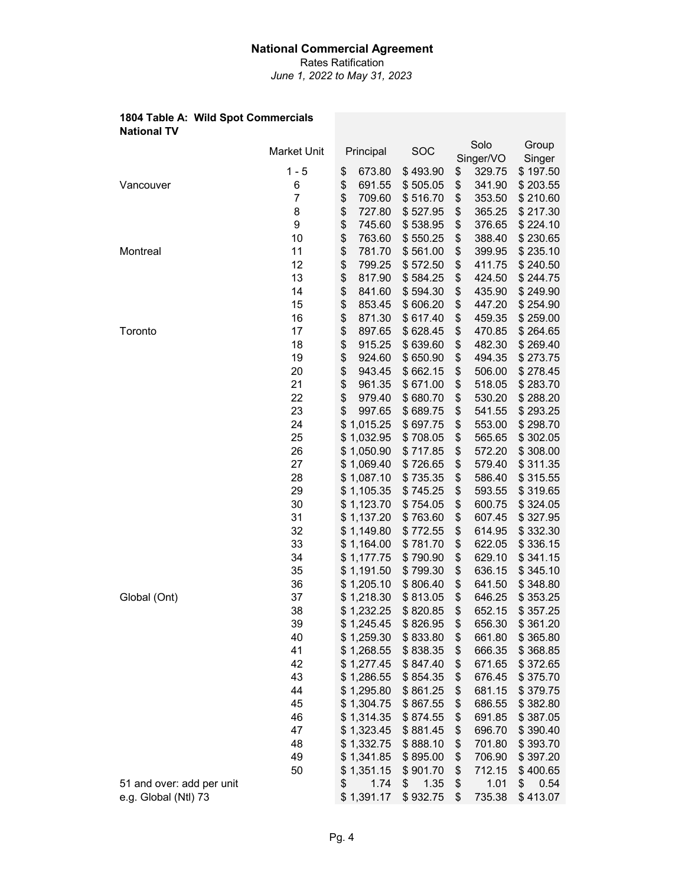**National Commercial Agreement**

Rates Ratification

*June 1, 2022 to May 31, 2023*

**1804 Table A: Wild Spot Commercials**
**National TV**

| | Market Unit | Principal | SOC | Solo Singer/VO | Group Singer |
|---|---|---|---|---|---|
| | 1 - 5 | $ 673.80 | $ 493.90 | $ 329.75 | $ 197.50 |
| Vancouver | 6 | $ 691.55 | $ 505.05 | $ 341.90 | $ 203.55 |
| | 7 | $ 709.60 | $ 516.70 | $ 353.50 | $ 210.60 |
| | 8 | $ 727.80 | $ 527.95 | $ 365.25 | $ 217.30 |
| | 9 | $ 745.60 | $ 538.95 | $ 376.65 | $ 224.10 |
| | 10 | $ 763.60 | $ 550.25 | $ 388.40 | $ 230.65 |
| Montreal | 11 | $ 781.70 | $ 561.00 | $ 399.95 | $ 235.10 |
| | 12 | $ 799.25 | $ 572.50 | $ 411.75 | $ 240.50 |
| | 13 | $ 817.90 | $ 584.25 | $ 424.50 | $ 244.75 |
| | 14 | $ 841.60 | $ 594.30 | $ 435.90 | $ 249.90 |
| | 15 | $ 853.45 | $ 606.20 | $ 447.20 | $ 254.90 |
| | 16 | $ 871.30 | $ 617.40 | $ 459.35 | $ 259.00 |
| Toronto | 17 | $ 897.65 | $ 628.45 | $ 470.85 | $ 264.65 |
| | 18 | $ 915.25 | $ 639.60 | $ 482.30 | $ 269.40 |
| | 19 | $ 924.60 | $ 650.90 | $ 494.35 | $ 273.75 |
| | 20 | $ 943.45 | $ 662.15 | $ 506.00 | $ 278.45 |
| | 21 | $ 961.35 | $ 671.00 | $ 518.05 | $ 283.70 |
| | 22 | $ 979.40 | $ 680.70 | $ 530.20 | $ 288.20 |
| | 23 | $ 997.65 | $ 689.75 | $ 541.55 | $ 293.25 |
| | 24 | $ 1,015.25 | $ 697.75 | $ 553.00 | $ 298.70 |
| | 25 | $ 1,032.95 | $ 708.05 | $ 565.65 | $ 302.05 |
| | 26 | $ 1,050.90 | $ 717.85 | $ 572.20 | $ 308.00 |
| | 27 | $ 1,069.40 | $ 726.65 | $ 579.40 | $ 311.35 |
| | 28 | $ 1,087.10 | $ 735.35 | $ 586.40 | $ 315.55 |
| | 29 | $ 1,105.35 | $ 745.25 | $ 593.55 | $ 319.65 |
| | 30 | $ 1,123.70 | $ 754.05 | $ 600.75 | $ 324.05 |
| | 31 | $ 1,137.20 | $ 763.60 | $ 607.45 | $ 327.95 |
| | 32 | $ 1,149.80 | $ 772.55 | $ 614.95 | $ 332.30 |
| | 33 | $ 1,164.00 | $ 781.70 | $ 622.05 | $ 336.15 |
| | 34 | $ 1,177.75 | $ 790.90 | $ 629.10 | $ 341.15 |
| | 35 | $ 1,191.50 | $ 799.30 | $ 636.15 | $ 345.10 |
| | 36 | $ 1,205.10 | $ 806.40 | $ 641.50 | $ 348.80 |
| Global (Ont) | 37 | $ 1,218.30 | $ 813.05 | $ 646.25 | $ 353.25 |
| | 38 | $ 1,232.25 | $ 820.85 | $ 652.15 | $ 357.25 |
| | 39 | $ 1,245.45 | $ 826.95 | $ 656.30 | $ 361.20 |
| | 40 | $ 1,259.30 | $ 833.80 | $ 661.80 | $ 365.80 |
| | 41 | $ 1,268.55 | $ 838.35 | $ 666.35 | $ 368.85 |
| | 42 | $ 1,277.45 | $ 847.40 | $ 671.65 | $ 372.65 |
| | 43 | $ 1,286.55 | $ 854.35 | $ 676.45 | $ 375.70 |
| | 44 | $ 1,295.80 | $ 861.25 | $ 681.15 | $ 379.75 |
| | 45 | $ 1,304.75 | $ 867.55 | $ 686.55 | $ 382.80 |
| | 46 | $ 1,314.35 | $ 874.55 | $ 691.85 | $ 387.05 |
| | 47 | $ 1,323.45 | $ 881.45 | $ 696.70 | $ 390.40 |
| | 48 | $ 1,332.75 | $ 888.10 | $ 701.80 | $ 393.70 |
| | 49 | $ 1,341.85 | $ 895.00 | $ 706.90 | $ 397.20 |
| | 50 | $ 1,351.15 | $ 901.70 | $ 712.15 | $ 400.65 |
| 51 and over: add per unit | | $ 1.74 | $ 1.35 | $ 1.01 | $ 0.54 |
| e.g. Global (Ntl) 73 | | $ 1,391.17 | $ 932.75 | $ 735.38 | $ 413.07 |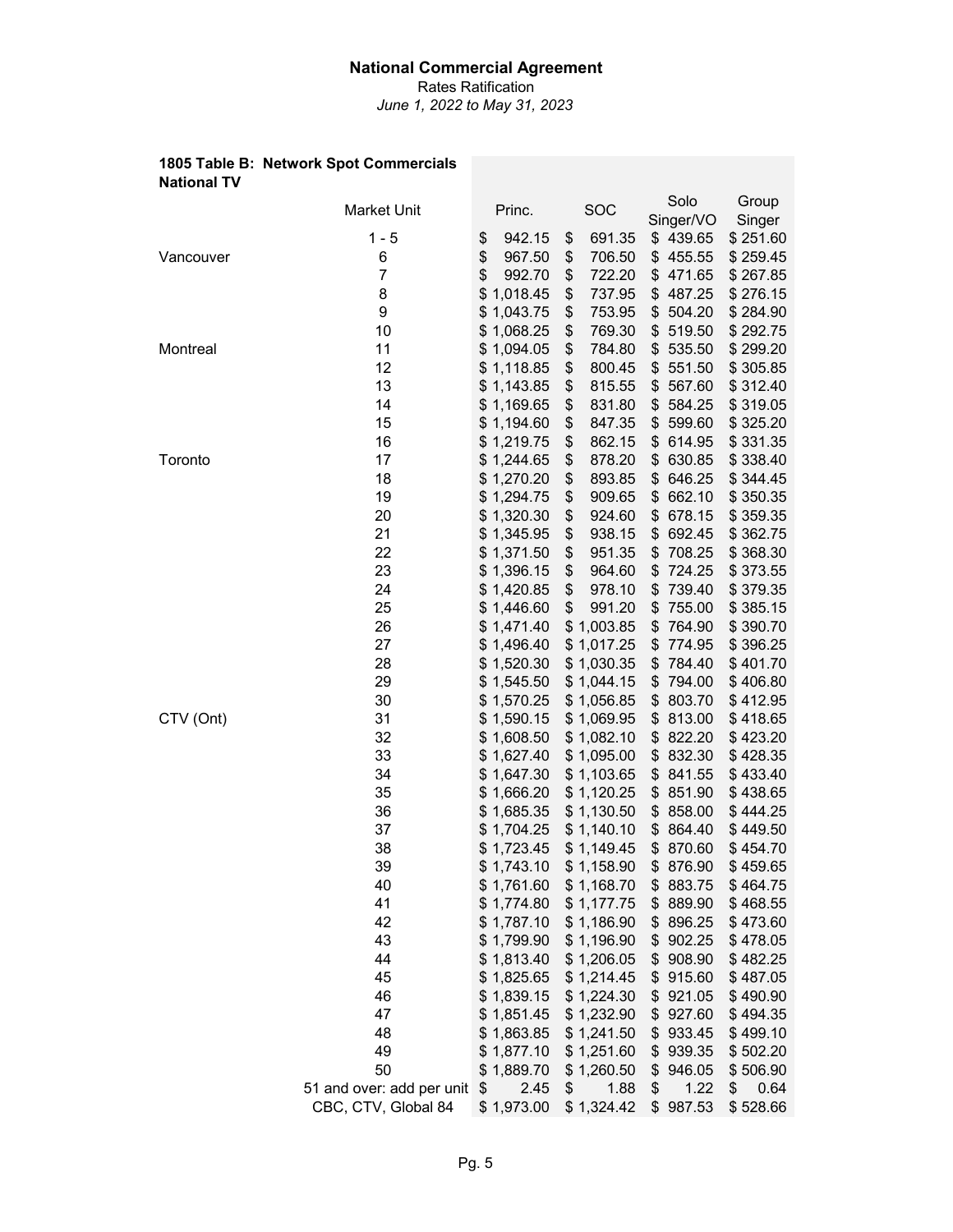## National Commercial Agreement

Rates Ratification

*June 1, 2022 to May 31, 2023*

**1805 Table B: Network Spot Commercials**
**National TV**

| | Market Unit | Princ. | SOC | Solo Singer/VO | Group Singer |
|---|---|---|---|---|---|
| | 1 - 5 | $ 942.15 | $ 691.35 | $ 439.65 | $ 251.60 |
| Vancouver | 6 | $ 967.50 | $ 706.50 | $ 455.55 | $ 259.45 |
| | 7 | $ 992.70 | $ 722.20 | $ 471.65 | $ 267.85 |
| | 8 | $ 1,018.45 | $ 737.95 | $ 487.25 | $ 276.15 |
| | 9 | $ 1,043.75 | $ 753.95 | $ 504.20 | $ 284.90 |
| | 10 | $ 1,068.25 | $ 769.30 | $ 519.50 | $ 292.75 |
| Montreal | 11 | $ 1,094.05 | $ 784.80 | $ 535.50 | $ 299.20 |
| | 12 | $ 1,118.85 | $ 800.45 | $ 551.50 | $ 305.85 |
| | 13 | $ 1,143.85 | $ 815.55 | $ 567.60 | $ 312.40 |
| | 14 | $ 1,169.65 | $ 831.80 | $ 584.25 | $ 319.05 |
| | 15 | $ 1,194.60 | $ 847.35 | $ 599.60 | $ 325.20 |
| | 16 | $ 1,219.75 | $ 862.15 | $ 614.95 | $ 331.35 |
| Toronto | 17 | $ 1,244.65 | $ 878.20 | $ 630.85 | $ 338.40 |
| | 18 | $ 1,270.20 | $ 893.85 | $ 646.25 | $ 344.45 |
| | 19 | $ 1,294.75 | $ 909.65 | $ 662.10 | $ 350.35 |
| | 20 | $ 1,320.30 | $ 924.60 | $ 678.15 | $ 359.35 |
| | 21 | $ 1,345.95 | $ 938.15 | $ 692.45 | $ 362.75 |
| | 22 | $ 1,371.50 | $ 951.35 | $ 708.25 | $ 368.30 |
| | 23 | $ 1,396.15 | $ 964.60 | $ 724.25 | $ 373.55 |
| | 24 | $ 1,420.85 | $ 978.10 | $ 739.40 | $ 379.35 |
| | 25 | $ 1,446.60 | $ 991.20 | $ 755.00 | $ 385.15 |
| | 26 | $ 1,471.40 | $ 1,003.85 | $ 764.90 | $ 390.70 |
| | 27 | $ 1,496.40 | $ 1,017.25 | $ 774.95 | $ 396.25 |
| | 28 | $ 1,520.30 | $ 1,030.35 | $ 784.40 | $ 401.70 |
| | 29 | $ 1,545.50 | $ 1,044.15 | $ 794.00 | $ 406.80 |
| | 30 | $ 1,570.25 | $ 1,056.85 | $ 803.70 | $ 412.95 |
| CTV (Ont) | 31 | $ 1,590.15 | $ 1,069.95 | $ 813.00 | $ 418.65 |
| | 32 | $ 1,608.50 | $ 1,082.10 | $ 822.20 | $ 423.20 |
| | 33 | $ 1,627.40 | $ 1,095.00 | $ 832.30 | $ 428.35 |
| | 34 | $ 1,647.30 | $ 1,103.65 | $ 841.55 | $ 433.40 |
| | 35 | $ 1,666.20 | $ 1,120.25 | $ 851.90 | $ 438.65 |
| | 36 | $ 1,685.35 | $ 1,130.50 | $ 858.00 | $ 444.25 |
| | 37 | $ 1,704.25 | $ 1,140.10 | $ 864.40 | $ 449.50 |
| | 38 | $ 1,723.45 | $ 1,149.45 | $ 870.60 | $ 454.70 |
| | 39 | $ 1,743.10 | $ 1,158.90 | $ 876.90 | $ 459.65 |
| | 40 | $ 1,761.60 | $ 1,168.70 | $ 883.75 | $ 464.75 |
| | 41 | $ 1,774.80 | $ 1,177.75 | $ 889.90 | $ 468.55 |
| | 42 | $ 1,787.10 | $ 1,186.90 | $ 896.25 | $ 473.60 |
| | 43 | $ 1,799.90 | $ 1,196.90 | $ 902.25 | $ 478.05 |
| | 44 | $ 1,813.40 | $ 1,206.05 | $ 908.90 | $ 482.25 |
| | 45 | $ 1,825.65 | $ 1,214.45 | $ 915.60 | $ 487.05 |
| | 46 | $ 1,839.15 | $ 1,224.30 | $ 921.05 | $ 490.90 |
| | 47 | $ 1,851.45 | $ 1,232.90 | $ 927.60 | $ 494.35 |
| | 48 | $ 1,863.85 | $ 1,241.50 | $ 933.45 | $ 499.10 |
| | 49 | $ 1,877.10 | $ 1,251.60 | $ 939.35 | $ 502.20 |
| | 50 | $ 1,889.70 | $ 1,260.50 | $ 946.05 | $ 506.90 |
| | 51 and over: add per unit | $ 2.45 | $ 1.88 | $ 1.22 | $ 0.64 |
| | CBC, CTV, Global 84 | $ 1,973.00 | $ 1,324.42 | $ 987.53 | $ 528.66 |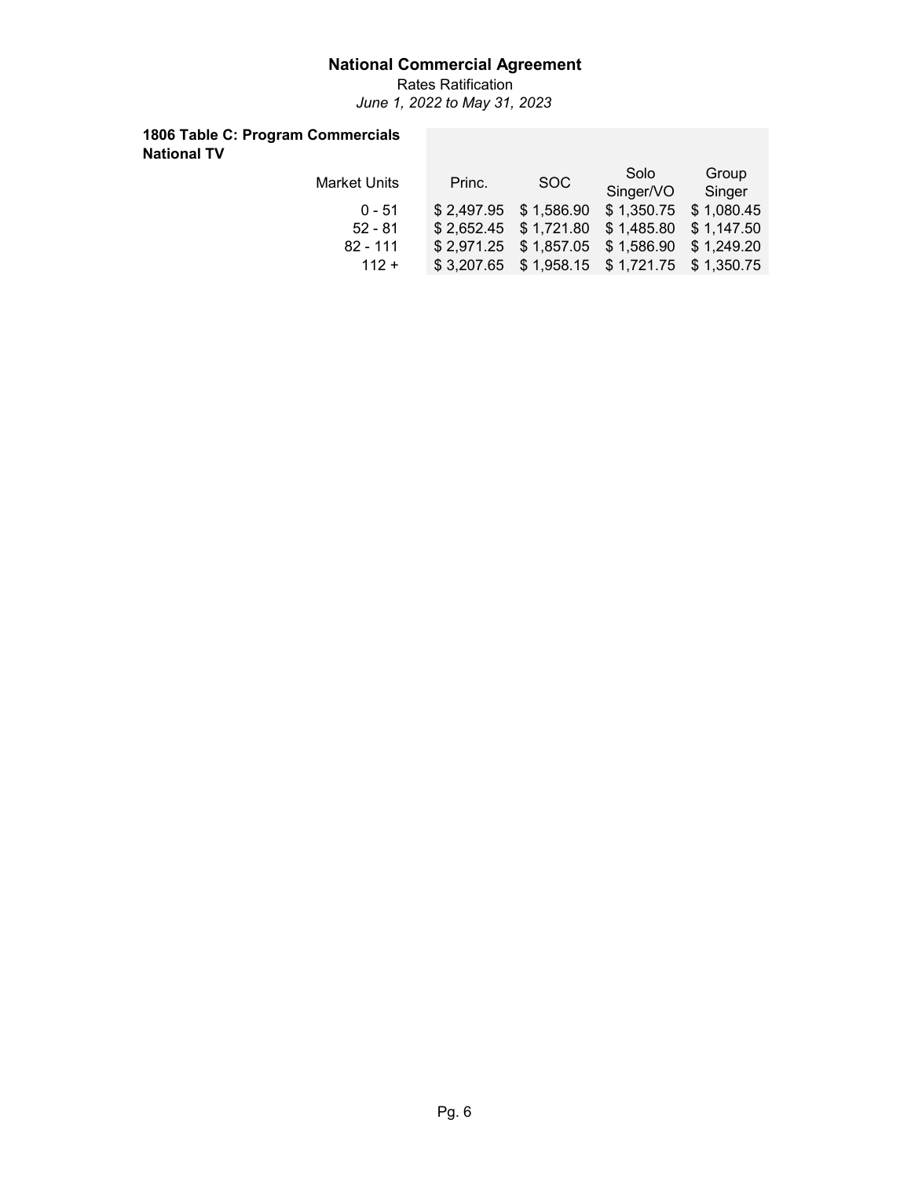# National Commercial Agreement

Rates Ratification

*June 1, 2022 to May 31, 2023*

**1806 Table C: Program Commercials**
**National TV**

| Market Units | Princ. | SOC | Solo Singer/VO | Group Singer |
|---|---|---|---|---|
| 0 - 51 | $ 2,497.95 | $ 1,586.90 | $ 1,350.75 | $ 1,080.45 |
| 52 - 81 | $ 2,652.45 | $ 1,721.80 | $ 1,485.80 | $ 1,147.50 |
| 82 - 111 | $ 2,971.25 | $ 1,857.05 | $ 1,586.90 | $ 1,249.20 |
| 112 + | $ 3,207.65 | $ 1,958.15 | $ 1,721.75 | $ 1,350.75 |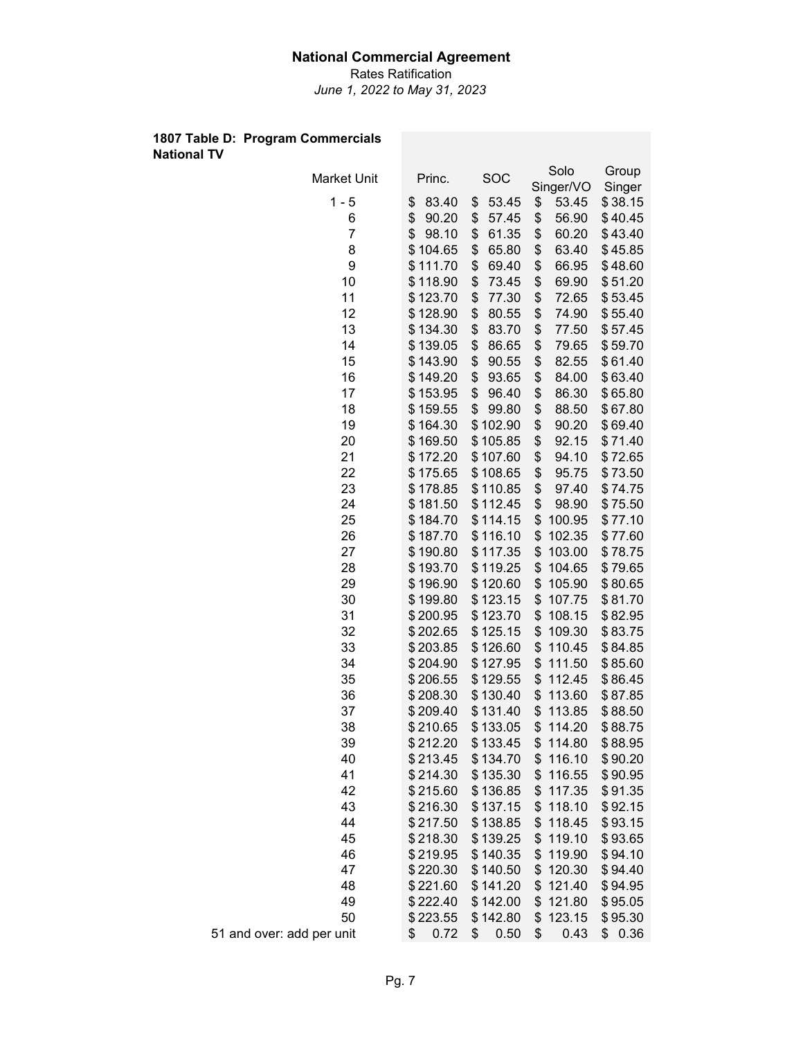**National Commercial Agreement**

Rates Ratification

*June 1, 2022 to May 31, 2023*

**1807 Table D: Program Commercials**
**National TV**

| Market Unit | Princ. | SOC | Solo Singer/VO | Group Singer |
|---|---|---|---|---|
| 1 - 5 | $ 83.40 | $ 53.45 | $ 53.45 | $ 38.15 |
| 6 | $ 90.20 | $ 57.45 | $ 56.90 | $ 40.45 |
| 7 | $ 98.10 | $ 61.35 | $ 60.20 | $ 43.40 |
| 8 | $ 104.65 | $ 65.80 | $ 63.40 | $ 45.85 |
| 9 | $ 111.70 | $ 69.40 | $ 66.95 | $ 48.60 |
| 10 | $ 118.90 | $ 73.45 | $ 69.90 | $ 51.20 |
| 11 | $ 123.70 | $ 77.30 | $ 72.65 | $ 53.45 |
| 12 | $ 128.90 | $ 80.55 | $ 74.90 | $ 55.40 |
| 13 | $ 134.30 | $ 83.70 | $ 77.50 | $ 57.45 |
| 14 | $ 139.05 | $ 86.65 | $ 79.65 | $ 59.70 |
| 15 | $ 143.90 | $ 90.55 | $ 82.55 | $ 61.40 |
| 16 | $ 149.20 | $ 93.65 | $ 84.00 | $ 63.40 |
| 17 | $ 153.95 | $ 96.40 | $ 86.30 | $ 65.80 |
| 18 | $ 159.55 | $ 99.80 | $ 88.50 | $ 67.80 |
| 19 | $ 164.30 | $ 102.90 | $ 90.20 | $ 69.40 |
| 20 | $ 169.50 | $ 105.85 | $ 92.15 | $ 71.40 |
| 21 | $ 172.20 | $ 107.60 | $ 94.10 | $ 72.65 |
| 22 | $ 175.65 | $ 108.65 | $ 95.75 | $ 73.50 |
| 23 | $ 178.85 | $ 110.85 | $ 97.40 | $ 74.75 |
| 24 | $ 181.50 | $ 112.45 | $ 98.90 | $ 75.50 |
| 25 | $ 184.70 | $ 114.15 | $ 100.95 | $ 77.10 |
| 26 | $ 187.70 | $ 116.10 | $ 102.35 | $ 77.60 |
| 27 | $ 190.80 | $ 117.35 | $ 103.00 | $ 78.75 |
| 28 | $ 193.70 | $ 119.25 | $ 104.65 | $ 79.65 |
| 29 | $ 196.90 | $ 120.60 | $ 105.90 | $ 80.65 |
| 30 | $ 199.80 | $ 123.15 | $ 107.75 | $ 81.70 |
| 31 | $ 200.95 | $ 123.70 | $ 108.15 | $ 82.95 |
| 32 | $ 202.65 | $ 125.15 | $ 109.30 | $ 83.75 |
| 33 | $ 203.85 | $ 126.60 | $ 110.45 | $ 84.85 |
| 34 | $ 204.90 | $ 127.95 | $ 111.50 | $ 85.60 |
| 35 | $ 206.55 | $ 129.55 | $ 112.45 | $ 86.45 |
| 36 | $ 208.30 | $ 130.40 | $ 113.60 | $ 87.85 |
| 37 | $ 209.40 | $ 131.40 | $ 113.85 | $ 88.50 |
| 38 | $ 210.65 | $ 133.05 | $ 114.20 | $ 88.75 |
| 39 | $ 212.20 | $ 133.45 | $ 114.80 | $ 88.95 |
| 40 | $ 213.45 | $ 134.70 | $ 116.10 | $ 90.20 |
| 41 | $ 214.30 | $ 135.30 | $ 116.55 | $ 90.95 |
| 42 | $ 215.60 | $ 136.85 | $ 117.35 | $ 91.35 |
| 43 | $ 216.30 | $ 137.15 | $ 118.10 | $ 92.15 |
| 44 | $ 217.50 | $ 138.85 | $ 118.45 | $ 93.15 |
| 45 | $ 218.30 | $ 139.25 | $ 119.10 | $ 93.65 |
| 46 | $ 219.95 | $ 140.35 | $ 119.90 | $ 94.10 |
| 47 | $ 220.30 | $ 140.50 | $ 120.30 | $ 94.40 |
| 48 | $ 221.60 | $ 141.20 | $ 121.40 | $ 94.95 |
| 49 | $ 222.40 | $ 142.00 | $ 121.80 | $ 95.05 |
| 50 | $ 223.55 | $ 142.80 | $ 123.15 | $ 95.30 |
| 51 and over: add per unit | $ 0.72 | $ 0.50 | $ 0.43 | $ 0.36 |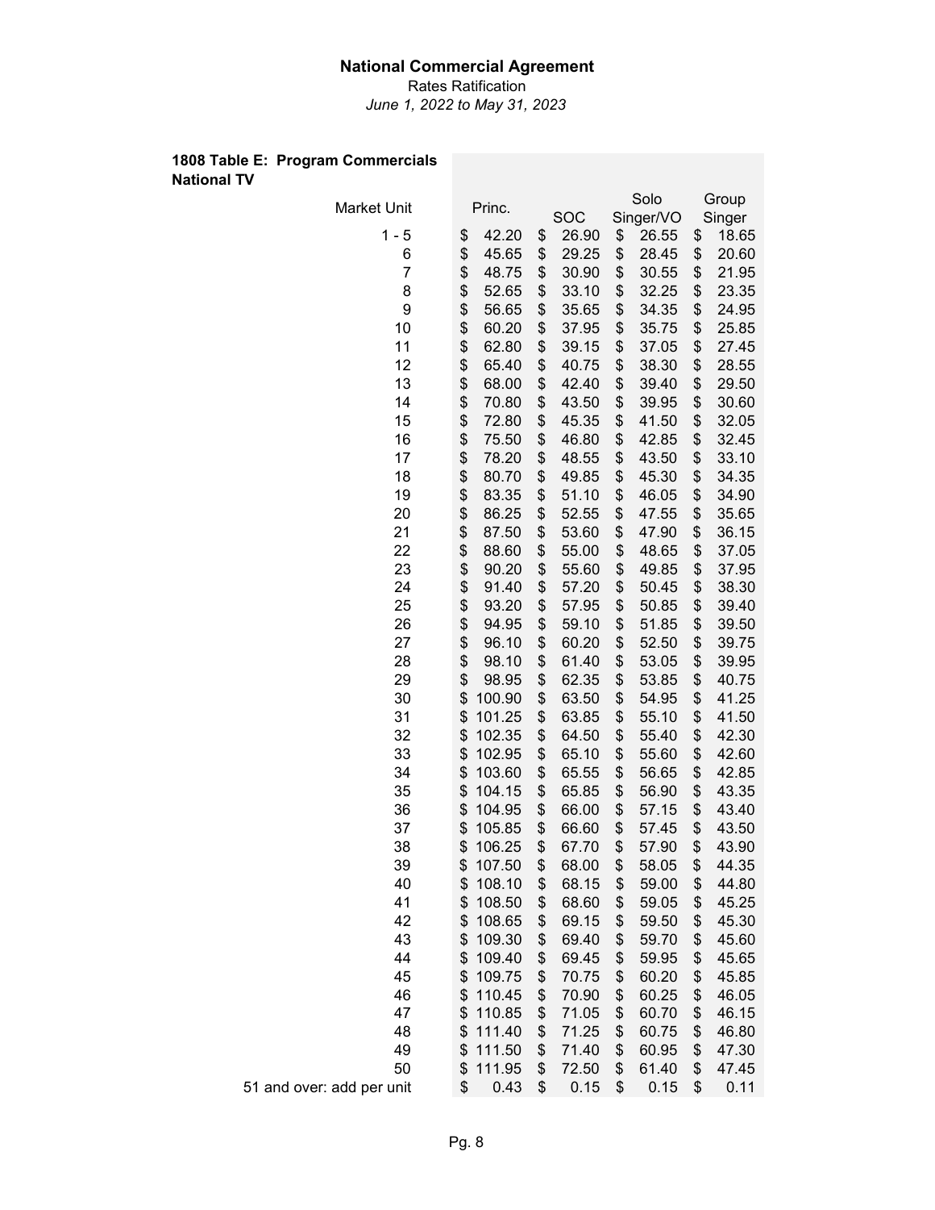**National Commercial Agreement**

Rates Ratification

*June 1, 2022 to May 31, 2023*

**1808 Table E: Program Commercials**
**National TV**

| Market Unit | Princ. | SOC | Solo Singer/VO | Group Singer |
|---|---|---|---|---|
| 1 - 5 | $ 42.20 | $ 26.90 | $ 26.55 | $ 18.65 |
| 6 | $ 45.65 | $ 29.25 | $ 28.45 | $ 20.60 |
| 7 | $ 48.75 | $ 30.90 | $ 30.55 | $ 21.95 |
| 8 | $ 52.65 | $ 33.10 | $ 32.25 | $ 23.35 |
| 9 | $ 56.65 | $ 35.65 | $ 34.35 | $ 24.95 |
| 10 | $ 60.20 | $ 37.95 | $ 35.75 | $ 25.85 |
| 11 | $ 62.80 | $ 39.15 | $ 37.05 | $ 27.45 |
| 12 | $ 65.40 | $ 40.75 | $ 38.30 | $ 28.55 |
| 13 | $ 68.00 | $ 42.40 | $ 39.40 | $ 29.50 |
| 14 | $ 70.80 | $ 43.50 | $ 39.95 | $ 30.60 |
| 15 | $ 72.80 | $ 45.35 | $ 41.50 | $ 32.05 |
| 16 | $ 75.50 | $ 46.80 | $ 42.85 | $ 32.45 |
| 17 | $ 78.20 | $ 48.55 | $ 43.50 | $ 33.10 |
| 18 | $ 80.70 | $ 49.85 | $ 45.30 | $ 34.35 |
| 19 | $ 83.35 | $ 51.10 | $ 46.05 | $ 34.90 |
| 20 | $ 86.25 | $ 52.55 | $ 47.55 | $ 35.65 |
| 21 | $ 87.50 | $ 53.60 | $ 47.90 | $ 36.15 |
| 22 | $ 88.60 | $ 55.00 | $ 48.65 | $ 37.05 |
| 23 | $ 90.20 | $ 55.60 | $ 49.85 | $ 37.95 |
| 24 | $ 91.40 | $ 57.20 | $ 50.45 | $ 38.30 |
| 25 | $ 93.20 | $ 57.95 | $ 50.85 | $ 39.40 |
| 26 | $ 94.95 | $ 59.10 | $ 51.85 | $ 39.50 |
| 27 | $ 96.10 | $ 60.20 | $ 52.50 | $ 39.75 |
| 28 | $ 98.10 | $ 61.40 | $ 53.05 | $ 39.95 |
| 29 | $ 98.95 | $ 62.35 | $ 53.85 | $ 40.75 |
| 30 | $ 100.90 | $ 63.50 | $ 54.95 | $ 41.25 |
| 31 | $ 101.25 | $ 63.85 | $ 55.10 | $ 41.50 |
| 32 | $ 102.35 | $ 64.50 | $ 55.40 | $ 42.30 |
| 33 | $ 102.95 | $ 65.10 | $ 55.60 | $ 42.60 |
| 34 | $ 103.60 | $ 65.55 | $ 56.65 | $ 42.85 |
| 35 | $ 104.15 | $ 65.85 | $ 56.90 | $ 43.35 |
| 36 | $ 104.95 | $ 66.00 | $ 57.15 | $ 43.40 |
| 37 | $ 105.85 | $ 66.60 | $ 57.45 | $ 43.50 |
| 38 | $ 106.25 | $ 67.70 | $ 57.90 | $ 43.90 |
| 39 | $ 107.50 | $ 68.00 | $ 58.05 | $ 44.35 |
| 40 | $ 108.10 | $ 68.15 | $ 59.00 | $ 44.80 |
| 41 | $ 108.50 | $ 68.60 | $ 59.05 | $ 45.25 |
| 42 | $ 108.65 | $ 69.15 | $ 59.50 | $ 45.30 |
| 43 | $ 109.30 | $ 69.40 | $ 59.70 | $ 45.60 |
| 44 | $ 109.40 | $ 69.45 | $ 59.95 | $ 45.65 |
| 45 | $ 109.75 | $ 70.75 | $ 60.20 | $ 45.85 |
| 46 | $ 110.45 | $ 70.90 | $ 60.25 | $ 46.05 |
| 47 | $ 110.85 | $ 71.05 | $ 60.70 | $ 46.15 |
| 48 | $ 111.40 | $ 71.25 | $ 60.75 | $ 46.80 |
| 49 | $ 111.50 | $ 71.40 | $ 60.95 | $ 47.30 |
| 50 | $ 111.95 | $ 72.50 | $ 61.40 | $ 47.45 |
| 51 and over: add per unit | $ 0.43 | $ 0.15 | $ 0.15 | $ 0.11 |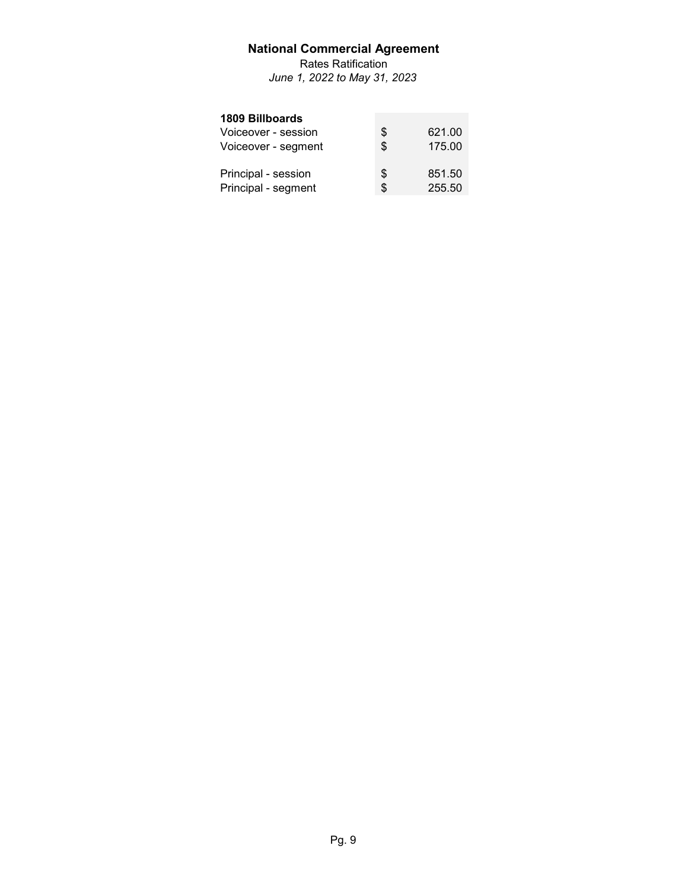# National Commercial Agreement

Rates Ratification

*June 1, 2022 to May 31, 2023*

| **1809 Billboards** | |
|---|---|
| Voiceover - session | $ 621.00 |
| Voiceover - segment | $ 175.00 |
| | |
| Principal - session | $ 851.50 |
| Principal - segment | $ 255.50 |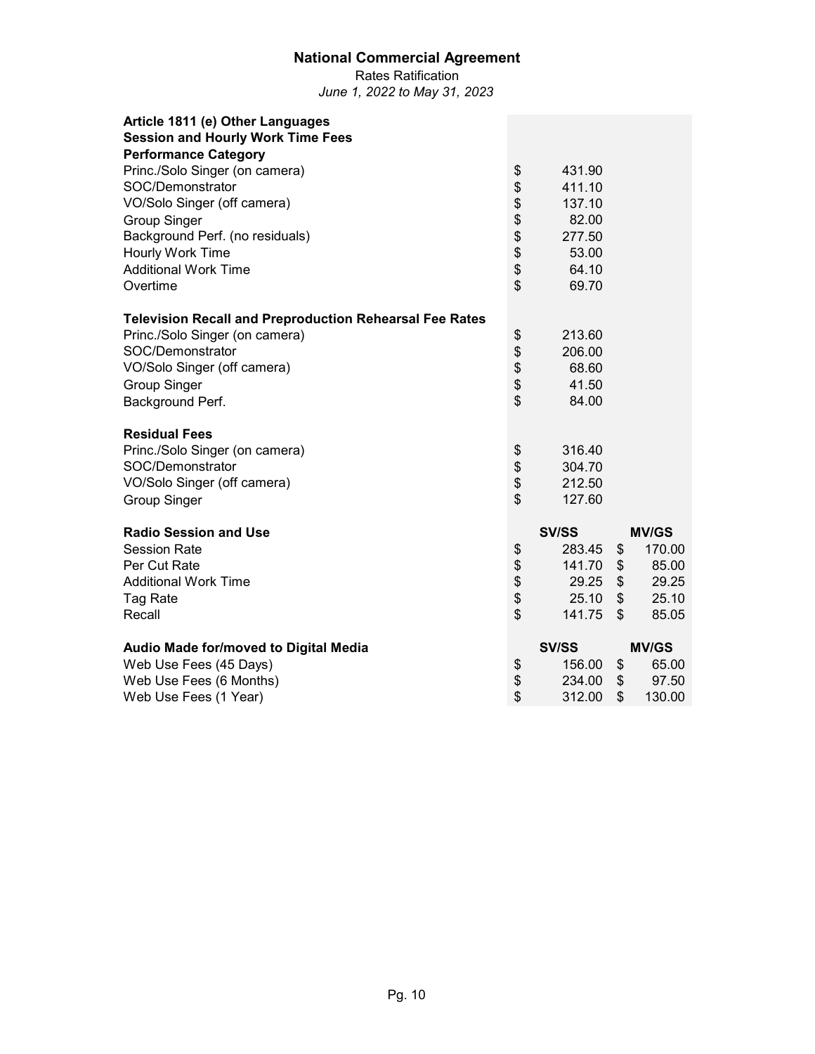# National Commercial Agreement

Rates Ratification

*June 1, 2022 to May 31, 2023*

| **Article 1811 (e) Other Languages**<br>**Session and Hourly Work Time Fees**<br>**Performance Category** | | |
|---|---|---|
| Princ./Solo Singer (on camera) | $ 431.90 | |
| SOC/Demonstrator | $ 411.10 | |
| VO/Solo Singer (off camera) | $ 137.10 | |
| Group Singer | $ 82.00 | |
| Background Perf. (no residuals) | $ 277.50 | |
| Hourly Work Time | $ 53.00 | |
| Additional Work Time | $ 64.10 | |
| Overtime | $ 69.70 | |
| | | |
| **Television Recall and Preproduction Rehearsal Fee Rates** | | |
| Princ./Solo Singer (on camera) | $ 213.60 | |
| SOC/Demonstrator | $ 206.00 | |
| VO/Solo Singer (off camera) | $ 68.60 | |
| Group Singer | $ 41.50 | |
| Background Perf. | $ 84.00 | |
| | | |
| **Residual Fees** | | |
| Princ./Solo Singer (on camera) | $ 316.40 | |
| SOC/Demonstrator | $ 304.70 | |
| VO/Solo Singer (off camera) | $ 212.50 | |
| Group Singer | $ 127.60 | |
| | | |
| **Radio Session and Use** | **SV/SS** | **MV/GS** |
| Session Rate | $ 283.45 | $ 170.00 |
| Per Cut Rate | $ 141.70 | $ 85.00 |
| Additional Work Time | $ 29.25 | $ 29.25 |
| Tag Rate | $ 25.10 | $ 25.10 |
| Recall | $ 141.75 | $ 85.05 |
| | | |
| **Audio Made for/moved to Digital Media** | **SV/SS** | **MV/GS** |
| Web Use Fees (45 Days) | $ 156.00 | $ 65.00 |
| Web Use Fees (6 Months) | $ 234.00 | $ 97.50 |
| Web Use Fees (1 Year) | $ 312.00 | $ 130.00 |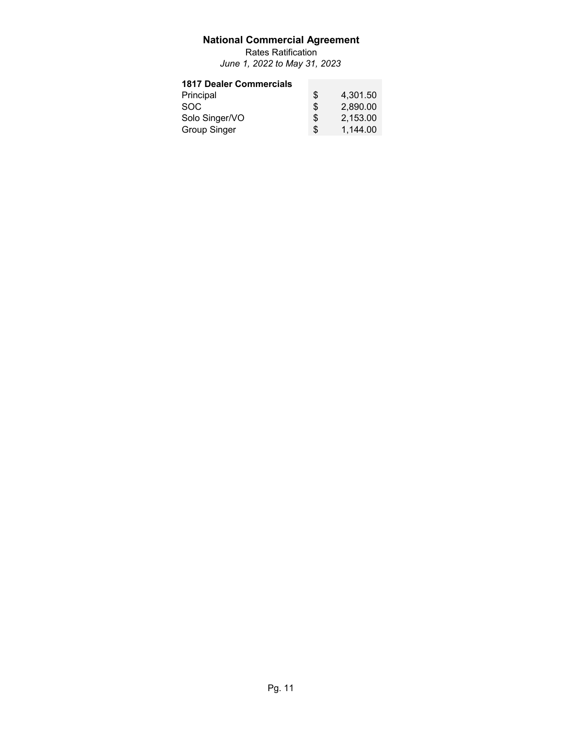**National Commercial Agreement**

Rates Ratification

*June 1, 2022 to May 31, 2023*

| **1817 Dealer Commercials** | |
|---|---|
| Principal | $ 4,301.50 |
| SOC | $ 2,890.00 |
| Solo Singer/VO | $ 2,153.00 |
| Group Singer | $ 1,144.00 |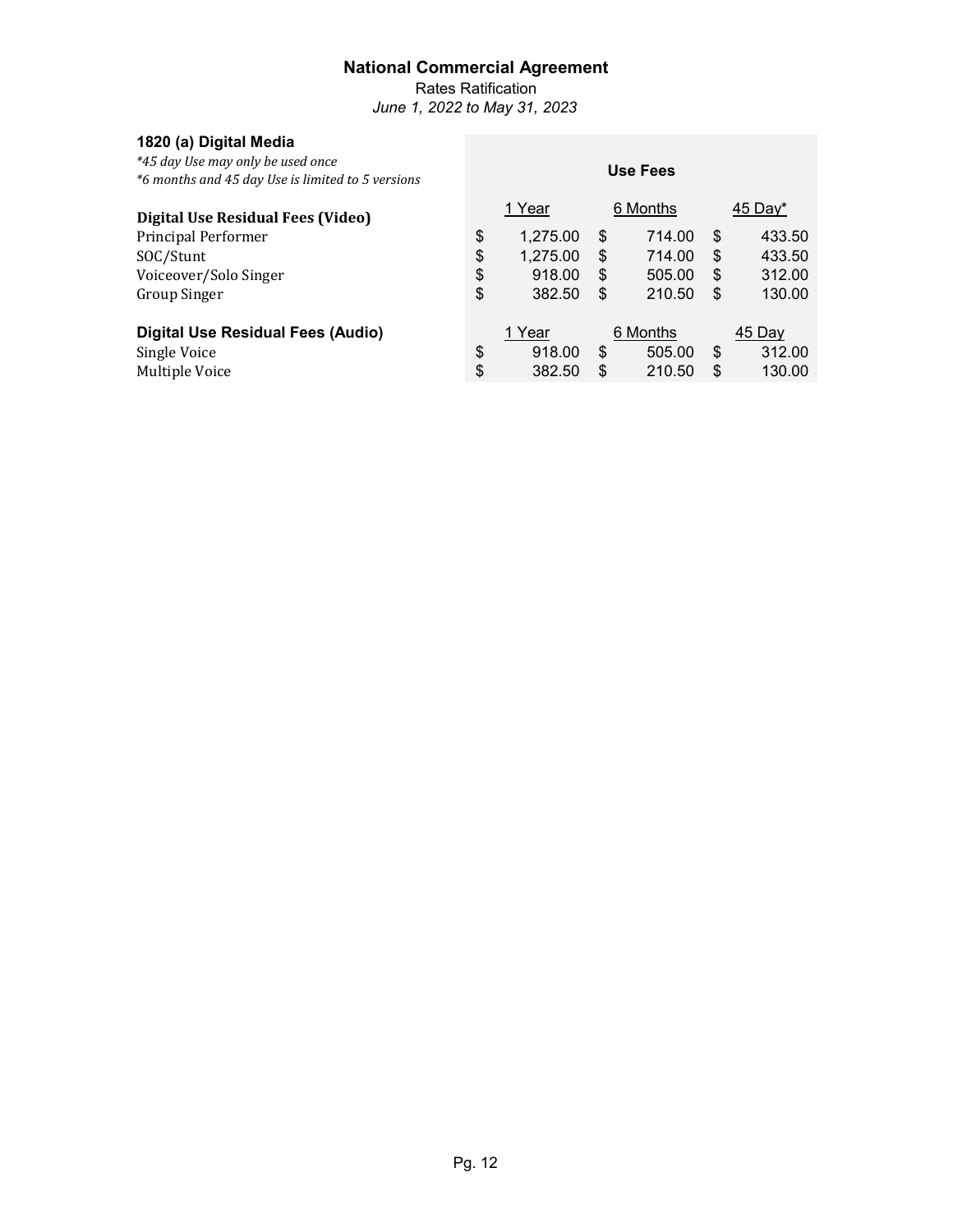# National Commercial Agreement

Rates Ratification

*June 1, 2022 to May 31, 2023*

## 1820 (a) Digital Media

*\*45 day Use may only be used once*

*\*6 months and 45 day Use is limited to 5 versions*

| | Use Fees | | |
|---|---|---|---|
| **Digital Use Residual Fees (Video)** | 1 Year | 6 Months | 45 Day* |
| Principal Performer | $ 1,275.00 | $ 714.00 | $ 433.50 |
| SOC/Stunt | $ 1,275.00 | $ 714.00 | $ 433.50 |
| Voiceover/Solo Singer | $ 918.00 | $ 505.00 | $ 312.00 |
| Group Singer | $ 382.50 | $ 210.50 | $ 130.00 |
| **Digital Use Residual Fees (Audio)** | 1 Year | 6 Months | 45 Day |
| Single Voice | $ 918.00 | $ 505.00 | $ 312.00 |
| Multiple Voice | $ 382.50 | $ 210.50 | $ 130.00 |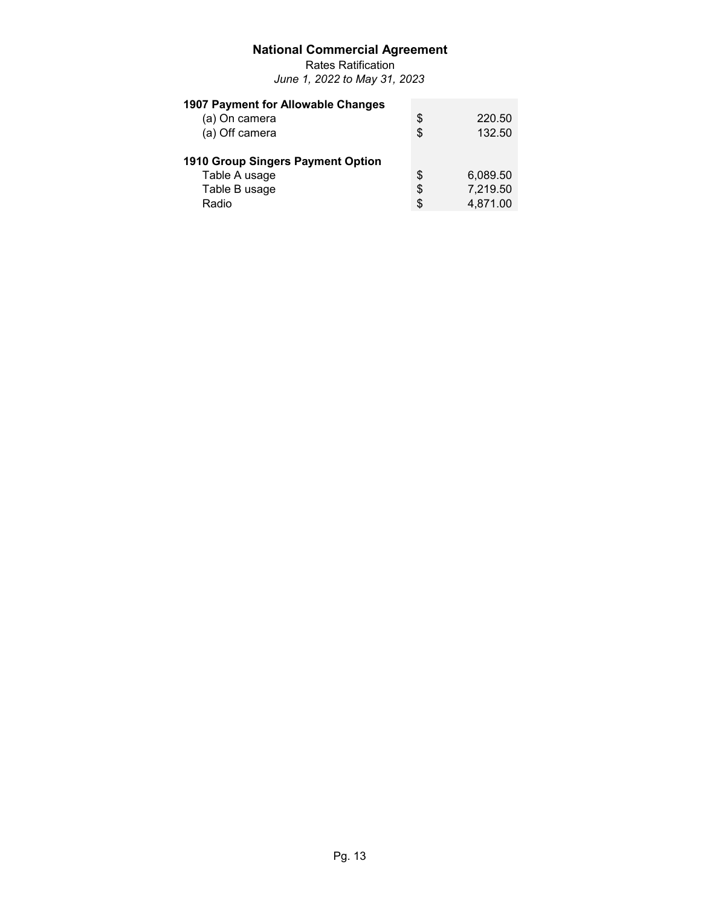**National Commercial Agreement**

Rates Ratification

*June 1, 2022 to May 31, 2023*

| | |
|---|---|
| **1907 Payment for Allowable Changes** | |
| (a) On camera | $ 220.50 |
| (a) Off camera | $ 132.50 |
| | |
| **1910 Group Singers Payment Option** | |
| Table A usage | $ 6,089.50 |
| Table B usage | $ 7,219.50 |
| Radio | $ 4,871.00 |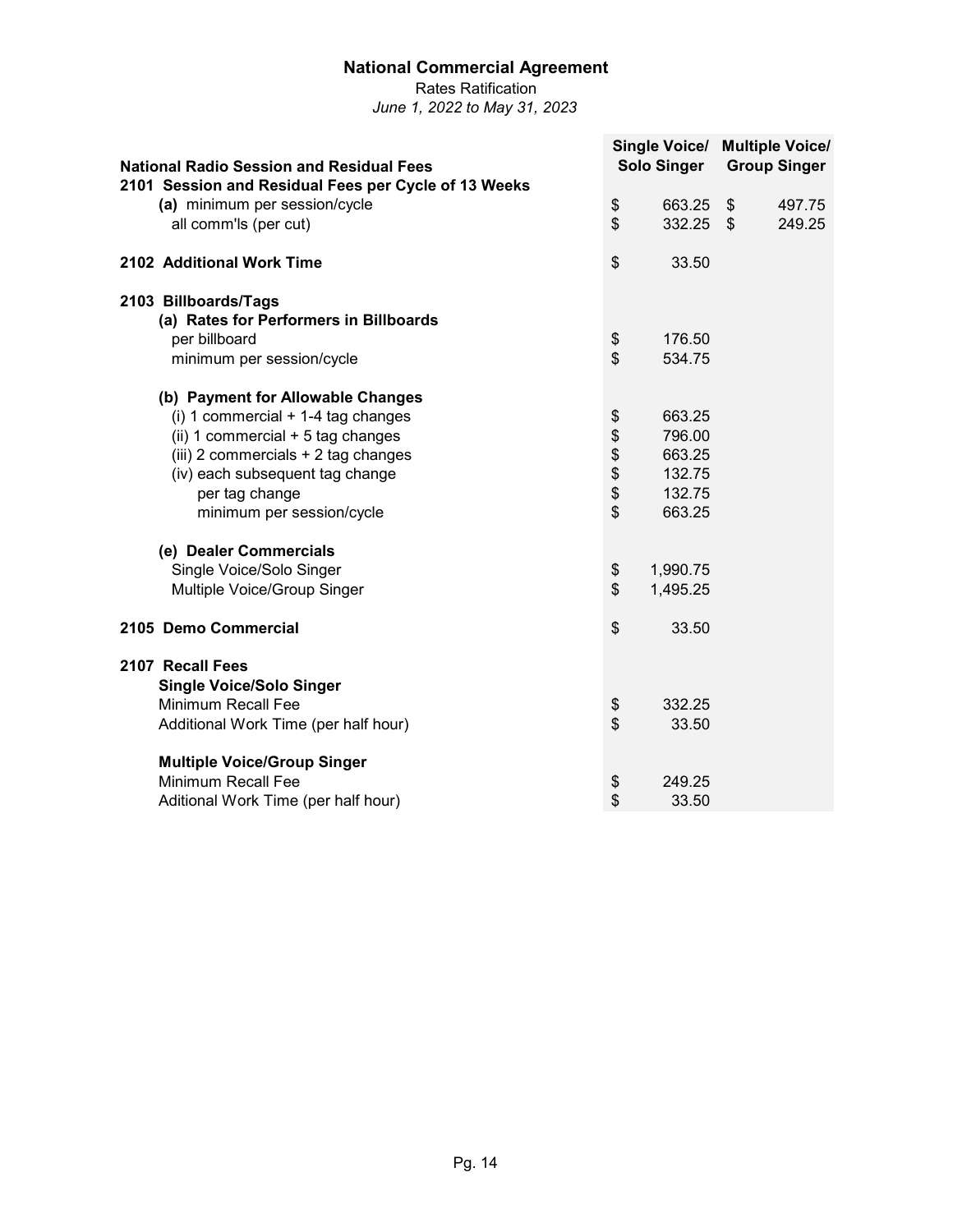# National Commercial Agreement

Rates Ratification

*June 1, 2022 to May 31, 2023*

| National Radio Session and Residual Fees | Single Voice/ Solo Singer | Multiple Voice/ Group Singer |
|---|---|---|
| **2101 Session and Residual Fees per Cycle of 13 Weeks** | | |
| **(a)** minimum per session/cycle | $ 663.25 | $ 497.75 |
| all comm'ls (per cut) | $ 332.25 | $ 249.25 |
| | | |
| **2102 Additional Work Time** | $ 33.50 | |
| | | |
| **2103 Billboards/Tags** | | |
| **(a) Rates for Performers in Billboards** | | |
| per billboard | $ 176.50 | |
| minimum per session/cycle | $ 534.75 | |
| | | |
| **(b) Payment for Allowable Changes** | | |
| (i) 1 commercial + 1-4 tag changes | $ 663.25 | |
| (ii) 1 commercial + 5 tag changes | $ 796.00 | |
| (iii) 2 commercials + 2 tag changes | $ 663.25 | |
| (iv) each subsequent tag change | $ 132.75 | |
| per tag change | $ 132.75 | |
| minimum per session/cycle | $ 663.25 | |
| | | |
| **(e) Dealer Commercials** | | |
| Single Voice/Solo Singer | $ 1,990.75 | |
| Multiple Voice/Group Singer | $ 1,495.25 | |
| | | |
| **2105 Demo Commercial** | $ 33.50 | |
| | | |
| **2107 Recall Fees** | | |
| **Single Voice/Solo Singer** | | |
| Minimum Recall Fee | $ 332.25 | |
| Additional Work Time (per half hour) | $ 33.50 | |
| | | |
| **Multiple Voice/Group Singer** | | |
| Minimum Recall Fee | $ 249.25 | |
| Aditional Work Time (per half hour) | $ 33.50 | |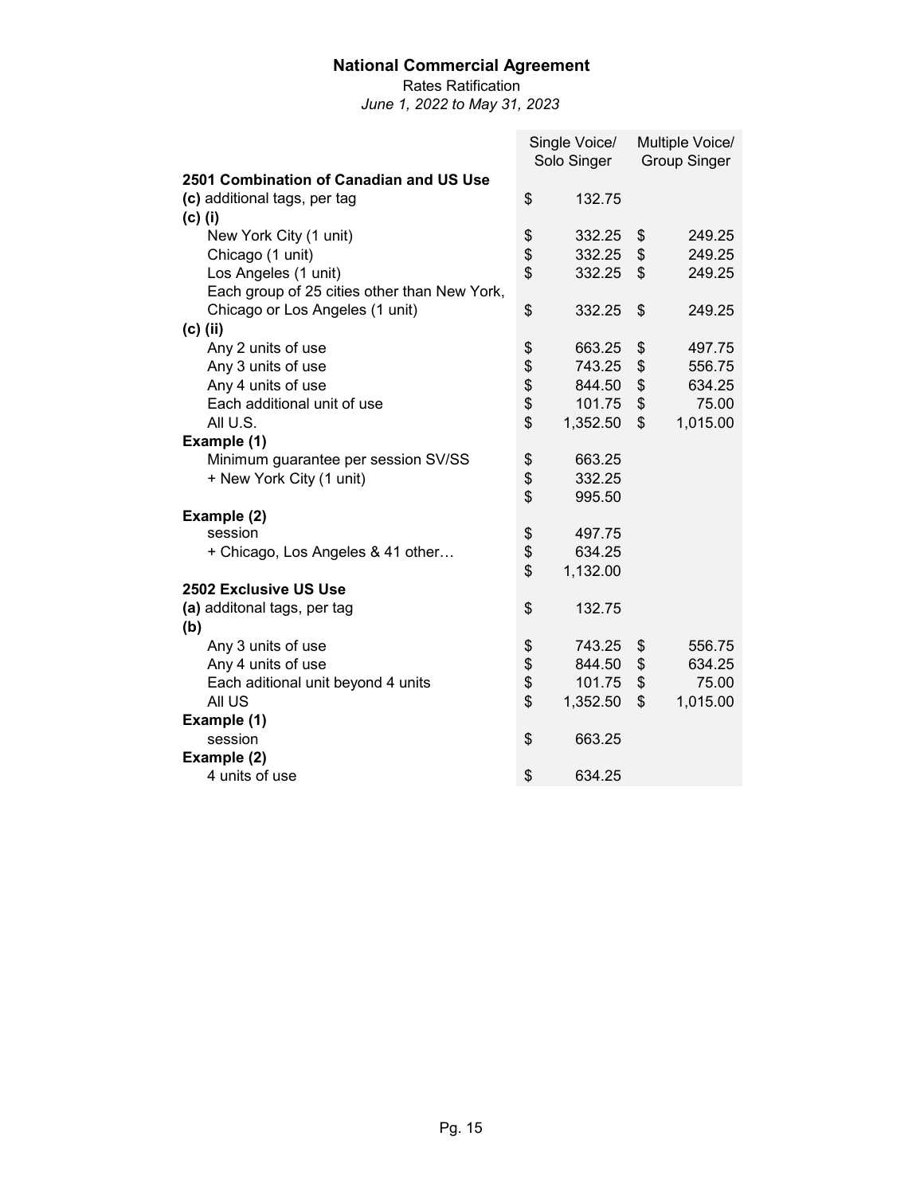# National Commercial Agreement

Rates Ratification

*June 1, 2022 to May 31, 2023*

| | Single Voice/ Solo Singer | Multiple Voice/ Group Singer |
|---|---|---|
| **2501 Combination of Canadian and US Use** | | |
| **(c)** additional tags, per tag | $ 132.75 | |
| **(c) (i)** | | |
| New York City (1 unit) | $ 332.25 | $ 249.25 |
| Chicago (1 unit) | $ 332.25 | $ 249.25 |
| Los Angeles (1 unit) | $ 332.25 | $ 249.25 |
| Each group of 25 cities other than New York, Chicago or Los Angeles (1 unit) | $ 332.25 | $ 249.25 |
| **(c) (ii)** | | |
| Any 2 units of use | $ 663.25 | $ 497.75 |
| Any 3 units of use | $ 743.25 | $ 556.75 |
| Any 4 units of use | $ 844.50 | $ 634.25 |
| Each additional unit of use | $ 101.75 | $ 75.00 |
| All U.S. | $ 1,352.50 | $ 1,015.00 |
| **Example (1)** | | |
| Minimum guarantee per session SV/SS | $ 663.25 | |
| + New York City (1 unit) | $ 332.25 | |
| | $ 995.50 | |
| **Example (2)** | | |
| session | $ 497.75 | |
| + Chicago, Los Angeles & 41 other… | $ 634.25 | |
| | $ 1,132.00 | |
| **2502 Exclusive US Use** | | |
| **(a)** additonal tags, per tag | $ 132.75 | |
| **(b)** | | |
| Any 3 units of use | $ 743.25 | $ 556.75 |
| Any 4 units of use | $ 844.50 | $ 634.25 |
| Each aditional unit beyond 4 units | $ 101.75 | $ 75.00 |
| All US | $ 1,352.50 | $ 1,015.00 |
| **Example (1)** | | |
| session | $ 663.25 | |
| **Example (2)** | | |
| 4 units of use | $ 634.25 | |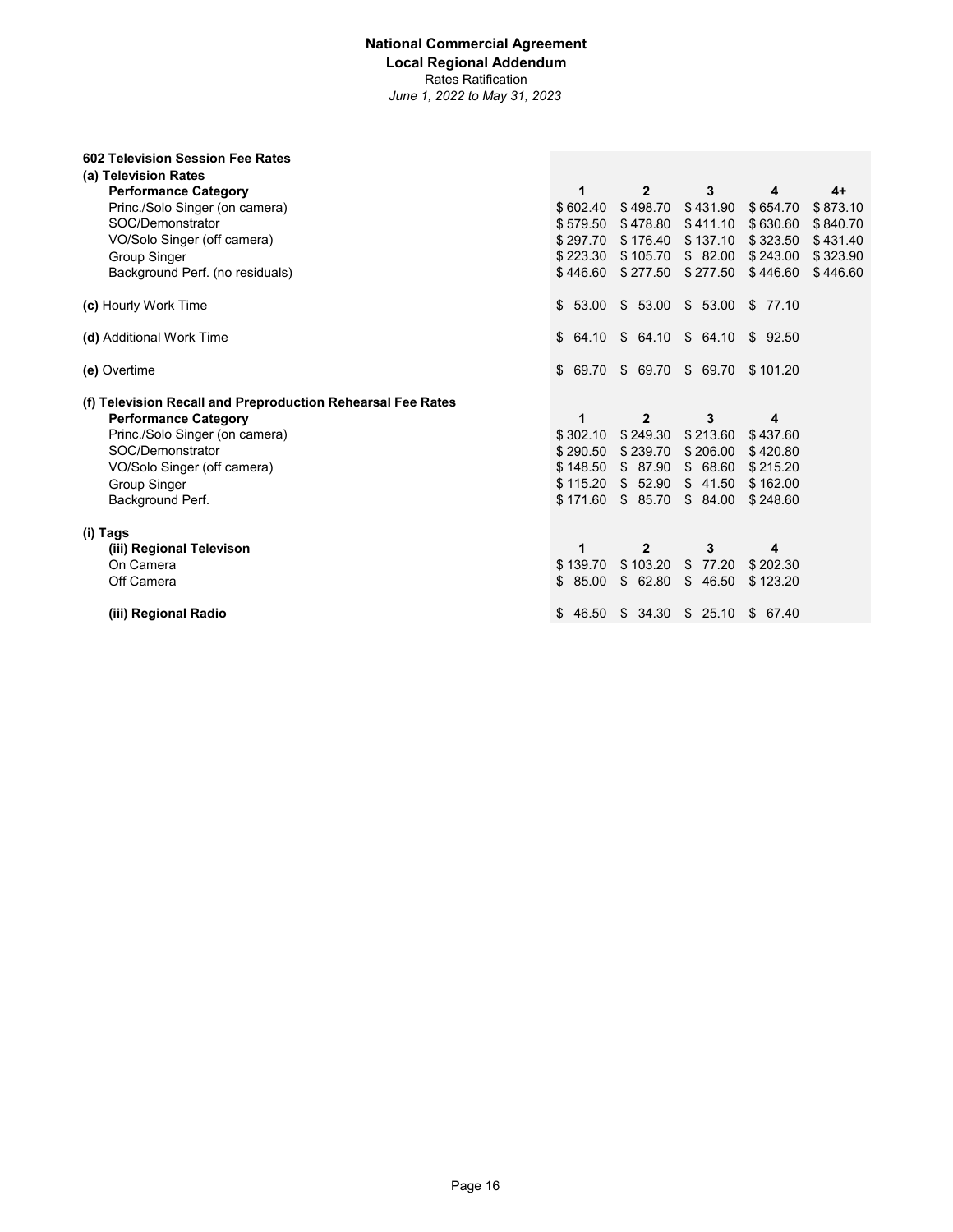**National Commercial Agreement**
**Local Regional Addendum**
Rates Ratification
*June 1, 2022 to May 31, 2023*

**602 Television Session Fee Rates**

**(a) Television Rates**

| **Performance Category** | **1** | **2** | **3** | **4** | **4+** |
|---|---|---|---|---|---|
| Princ./Solo Singer (on camera) | $ 602.40 | $ 498.70 | $ 431.90 | $ 654.70 | $ 873.10 |
| SOC/Demonstrator | $ 579.50 | $ 478.80 | $ 411.10 | $ 630.60 | $ 840.70 |
| VO/Solo Singer (off camera) | $ 297.70 | $ 176.40 | $ 137.10 | $ 323.50 | $ 431.40 |
| Group Singer | $ 223.30 | $ 105.70 | $ 82.00 | $ 243.00 | $ 323.90 |
| Background Perf. (no residuals) | $ 446.60 | $ 277.50 | $ 277.50 | $ 446.60 | $ 446.60 |

| | 1 | 2 | 3 | 4 |
|---|---|---|---|---|
| **(c)** Hourly Work Time | $ 53.00 | $ 53.00 | $ 53.00 | $ 77.10 |
| **(d)** Additional Work Time | $ 64.10 | $ 64.10 | $ 64.10 | $ 92.50 |
| **(e)** Overtime | $ 69.70 | $ 69.70 | $ 69.70 | $ 101.20 |

**(f) Television Recall and Preproduction Rehearsal Fee Rates**

| **Performance Category** | **1** | **2** | **3** | **4** |
|---|---|---|---|---|
| Princ./Solo Singer (on camera) | $ 302.10 | $ 249.30 | $ 213.60 | $ 437.60 |
| SOC/Demonstrator | $ 290.50 | $ 239.70 | $ 206.00 | $ 420.80 |
| VO/Solo Singer (off camera) | $ 148.50 | $ 87.90 | $ 68.60 | $ 215.20 |
| Group Singer | $ 115.20 | $ 52.90 | $ 41.50 | $ 162.00 |
| Background Perf. | $ 171.60 | $ 85.70 | $ 84.00 | $ 248.60 |

**(i) Tags**

| **(iii) Regional Televison** | **1** | **2** | **3** | **4** |
|---|---|---|---|---|
| On Camera | $ 139.70 | $ 103.20 | $ 77.20 | $ 202.30 |
| Off Camera | $ 85.00 | $ 62.80 | $ 46.50 | $ 123.20 |
| **(iii) Regional Radio** | $ 46.50 | $ 34.30 | $ 25.10 | $ 67.40 |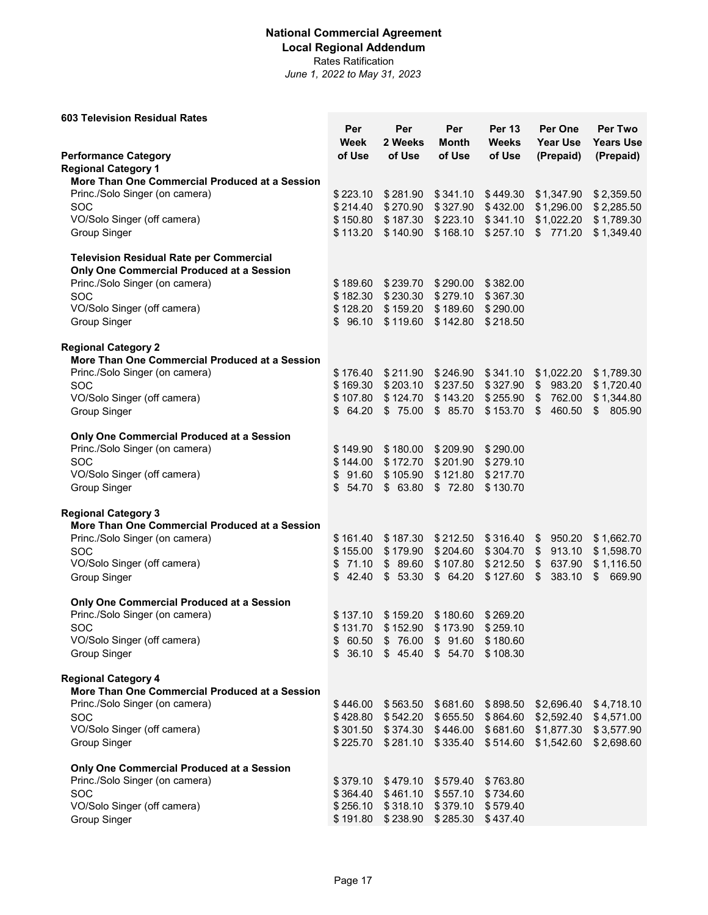**National Commercial Agreement**
**Local Regional Addendum**
Rates Ratification
*June 1, 2022 to May 31, 2023*

**603 Television Residual Rates**

| Performance Category | Per Week of Use | Per 2 Weeks of Use | Per Month of Use | Per 13 Weeks of Use | Per One Year Use (Prepaid) | Per Two Years Use (Prepaid) |
|---|---|---|---|---|---|---|
| **Regional Category 1** | | | | | | |
| **More Than One Commercial Produced at a Session** | | | | | | |
| Princ./Solo Singer (on camera) | $ 223.10 | $ 281.90 | $ 341.10 | $ 449.30 | $ 1,347.90 | $ 2,359.50 |
| SOC | $ 214.40 | $ 270.90 | $ 327.90 | $ 432.00 | $ 1,296.00 | $ 2,285.50 |
| VO/Solo Singer (off camera) | $ 150.80 | $ 187.30 | $ 223.10 | $ 341.10 | $ 1,022.20 | $ 1,789.30 |
| Group Singer | $ 113.20 | $ 140.90 | $ 168.10 | $ 257.10 | $ 771.20 | $ 1,349.40 |
| **Television Residual Rate per Commercial** | | | | | | |
| **Only One Commercial Produced at a Session** | | | | | | |
| Princ./Solo Singer (on camera) | $ 189.60 | $ 239.70 | $ 290.00 | $ 382.00 | | |
| SOC | $ 182.30 | $ 230.30 | $ 279.10 | $ 367.30 | | |
| VO/Solo Singer (off camera) | $ 128.20 | $ 159.20 | $ 189.60 | $ 290.00 | | |
| Group Singer | $ 96.10 | $ 119.60 | $ 142.80 | $ 218.50 | | |
| **Regional Category 2** | | | | | | |
| **More Than One Commercial Produced at a Session** | | | | | | |
| Princ./Solo Singer (on camera) | $ 176.40 | $ 211.90 | $ 246.90 | $ 341.10 | $ 1,022.20 | $ 1,789.30 |
| SOC | $ 169.30 | $ 203.10 | $ 237.50 | $ 327.90 | $ 983.20 | $ 1,720.40 |
| VO/Solo Singer (off camera) | $ 107.80 | $ 124.70 | $ 143.20 | $ 255.90 | $ 762.00 | $ 1,344.80 |
| Group Singer | $ 64.20 | $ 75.00 | $ 85.70 | $ 153.70 | $ 460.50 | $ 805.90 |
| **Only One Commercial Produced at a Session** | | | | | | |
| Princ./Solo Singer (on camera) | $ 149.90 | $ 180.00 | $ 209.90 | $ 290.00 | | |
| SOC | $ 144.00 | $ 172.70 | $ 201.90 | $ 279.10 | | |
| VO/Solo Singer (off camera) | $ 91.60 | $ 105.90 | $ 121.80 | $ 217.70 | | |
| Group Singer | $ 54.70 | $ 63.80 | $ 72.80 | $ 130.70 | | |
| **Regional Category 3** | | | | | | |
| **More Than One Commercial Produced at a Session** | | | | | | |
| Princ./Solo Singer (on camera) | $ 161.40 | $ 187.30 | $ 212.50 | $ 316.40 | $ 950.20 | $ 1,662.70 |
| SOC | $ 155.00 | $ 179.90 | $ 204.60 | $ 304.70 | $ 913.10 | $ 1,598.70 |
| VO/Solo Singer (off camera) | $ 71.10 | $ 89.60 | $ 107.80 | $ 212.50 | $ 637.90 | $ 1,116.50 |
| Group Singer | $ 42.40 | $ 53.30 | $ 64.20 | $ 127.60 | $ 383.10 | $ 669.90 |
| **Only One Commercial Produced at a Session** | | | | | | |
| Princ./Solo Singer (on camera) | $ 137.10 | $ 159.20 | $ 180.60 | $ 269.20 | | |
| SOC | $ 131.70 | $ 152.90 | $ 173.90 | $ 259.10 | | |
| VO/Solo Singer (off camera) | $ 60.50 | $ 76.00 | $ 91.60 | $ 180.60 | | |
| Group Singer | $ 36.10 | $ 45.40 | $ 54.70 | $ 108.30 | | |
| **Regional Category 4** | | | | | | |
| **More Than One Commercial Produced at a Session** | | | | | | |
| Princ./Solo Singer (on camera) | $ 446.00 | $ 563.50 | $ 681.60 | $ 898.50 | $ 2,696.40 | $ 4,718.10 |
| SOC | $ 428.80 | $ 542.20 | $ 655.50 | $ 864.60 | $ 2,592.40 | $ 4,571.00 |
| VO/Solo Singer (off camera) | $ 301.50 | $ 374.30 | $ 446.00 | $ 681.60 | $ 1,877.30 | $ 3,577.90 |
| Group Singer | $ 225.70 | $ 281.10 | $ 335.40 | $ 514.60 | $ 1,542.60 | $ 2,698.60 |
| **Only One Commercial Produced at a Session** | | | | | | |
| Princ./Solo Singer (on camera) | $ 379.10 | $ 479.10 | $ 579.40 | $ 763.80 | | |
| SOC | $ 364.40 | $ 461.10 | $ 557.10 | $ 734.60 | | |
| VO/Solo Singer (off camera) | $ 256.10 | $ 318.10 | $ 379.10 | $ 579.40 | | |
| Group Singer | $ 191.80 | $ 238.90 | $ 285.30 | $ 437.40 | | |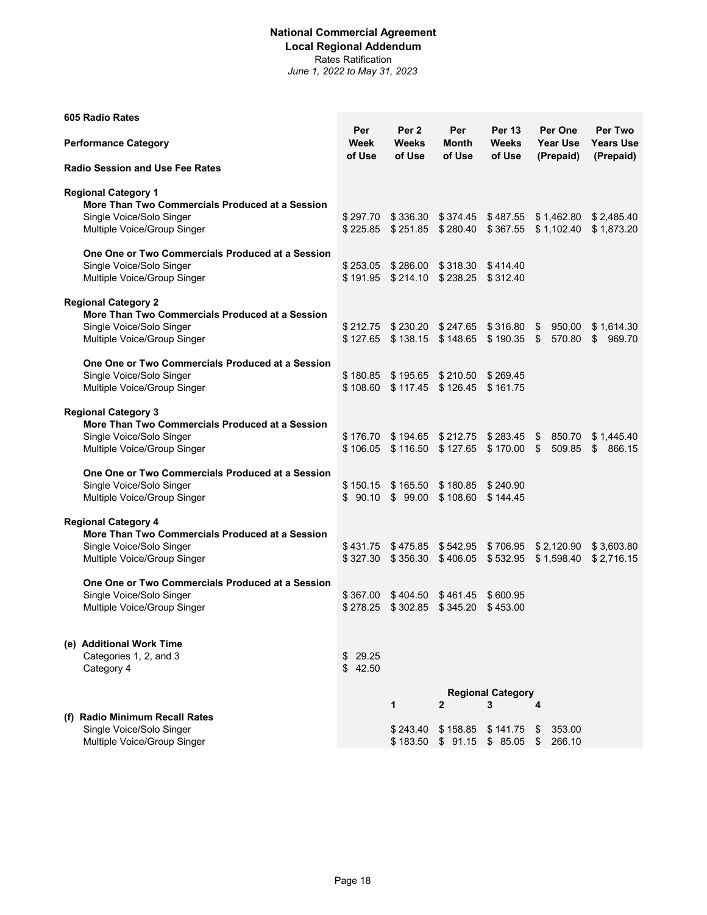**National Commercial Agreement**
**Local Regional Addendum**
Rates Ratification
*June 1, 2022 to May 31, 2023*

**605 Radio Rates**

| Performance Category | Per Week of Use | Per 2 Weeks of Use | Per Month of Use | Per 13 Weeks of Use | Per One Year Use (Prepaid) | Per Two Years Use (Prepaid) |
|---|---|---|---|---|---|---|
| **Radio Session and Use Fee Rates** | | | | | | |
| **Regional Category 1** | | | | | | |
| **More Than Two Commercials Produced at a Session** | | | | | | |
| Single Voice/Solo Singer | $ 297.70 | $ 336.30 | $ 374.45 | $ 487.55 | $ 1,462.80 | $ 2,485.40 |
| Multiple Voice/Group Singer | $ 225.85 | $ 251.85 | $ 280.40 | $ 367.55 | $ 1,102.40 | $ 1,873.20 |
| **One One or Two Commercials Produced at a Session** | | | | | | |
| Single Voice/Solo Singer | $ 253.05 | $ 286.00 | $ 318.30 | $ 414.40 | | |
| Multiple Voice/Group Singer | $ 191.95 | $ 214.10 | $ 238.25 | $ 312.40 | | |
| **Regional Category 2** | | | | | | |
| **More Than Two Commercials Produced at a Session** | | | | | | |
| Single Voice/Solo Singer | $ 212.75 | $ 230.20 | $ 247.65 | $ 316.80 | $ 950.00 | $ 1,614.30 |
| Multiple Voice/Group Singer | $ 127.65 | $ 138.15 | $ 148.65 | $ 190.35 | $ 570.80 | $ 969.70 |
| **One One or Two Commercials Produced at a Session** | | | | | | |
| Single Voice/Solo Singer | $ 180.85 | $ 195.65 | $ 210.50 | $ 269.45 | | |
| Multiple Voice/Group Singer | $ 108.60 | $ 117.45 | $ 126.45 | $ 161.75 | | |
| **Regional Category 3** | | | | | | |
| **More Than Two Commercials Produced at a Session** | | | | | | |
| Single Voice/Solo Singer | $ 176.70 | $ 194.65 | $ 212.75 | $ 283.45 | $ 850.70 | $ 1,445.40 |
| Multiple Voice/Group Singer | $ 106.05 | $ 116.50 | $ 127.65 | $ 170.00 | $ 509.85 | $ 866.15 |
| **One One or Two Commercials Produced at a Session** | | | | | | |
| Single Voice/Solo Singer | $ 150.15 | $ 165.50 | $ 180.85 | $ 240.90 | | |
| Multiple Voice/Group Singer | $ 90.10 | $ 99.00 | $ 108.60 | $ 144.45 | | |
| **Regional Category 4** | | | | | | |
| **More Than Two Commercials Produced at a Session** | | | | | | |
| Single Voice/Solo Singer | $ 431.75 | $ 475.85 | $ 542.95 | $ 706.95 | $ 2,120.90 | $ 3,603.80 |
| Multiple Voice/Group Singer | $ 327.30 | $ 356.30 | $ 406.05 | $ 532.95 | $ 1,598.40 | $ 2,716.15 |
| **One One or Two Commercials Produced at a Session** | | | | | | |
| Single Voice/Solo Singer | $ 367.00 | $ 404.50 | $ 461.45 | $ 600.95 | | |
| Multiple Voice/Group Singer | $ 278.25 | $ 302.85 | $ 345.20 | $ 453.00 | | |
| **(e) Additional Work Time** | | | | | | |
| Categories 1, 2, and 3 | $ 29.25 | | | | | |
| Category 4 | $ 42.50 | | | | | |

| | Regional Category 1 | Regional Category 2 | Regional Category 3 | Regional Category 4 |
|---|---|---|---|---|
| **(f) Radio Minimum Recall Rates** | | | | |
| Single Voice/Solo Singer | $ 243.40 | $ 158.85 | $ 141.75 | $ 353.00 |
| Multiple Voice/Group Singer | $ 183.50 | $ 91.15 | $ 85.05 | $ 266.10 |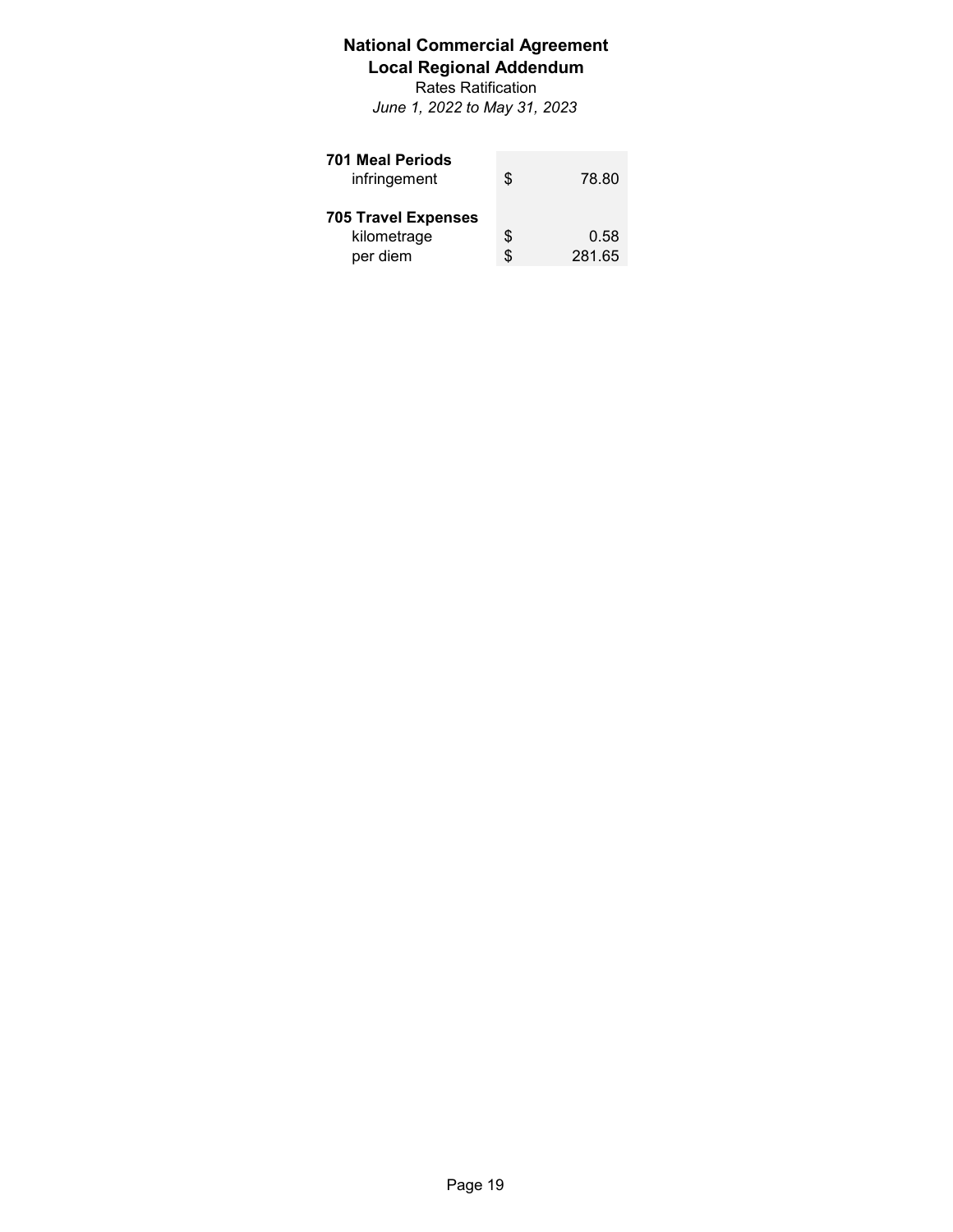# National Commercial Agreement

## Local Regional Addendum

Rates Ratification

*June 1, 2022 to May 31, 2023*

| | | |
|---|---|---|
| **701 Meal Periods** | | |
| infringement | $ | 78.80 |
| | | |
| **705 Travel Expenses** | | |
| kilometrage | $ | 0.58 |
| per diem | $ | 281.65 |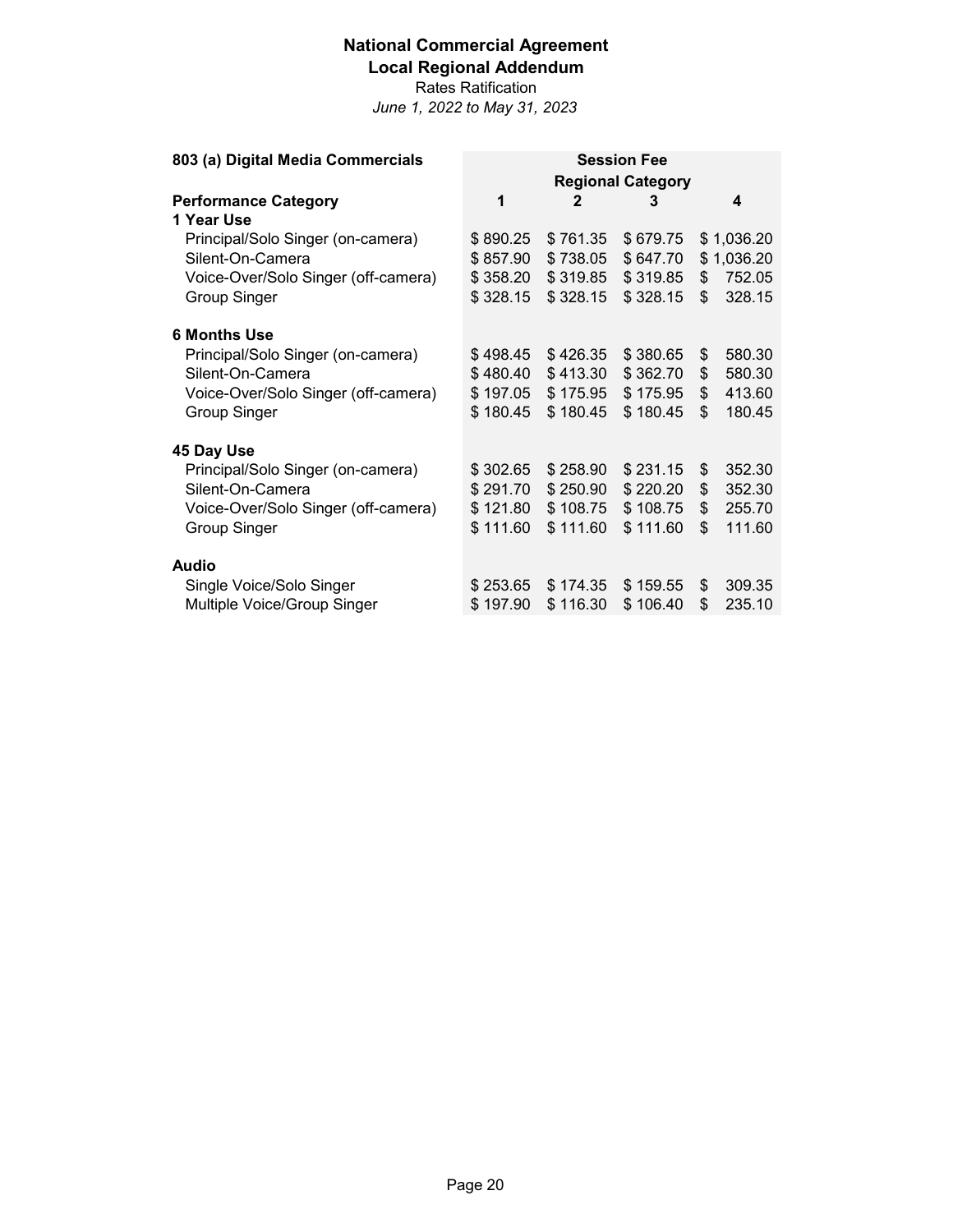**National Commercial Agreement**
**Local Regional Addendum**
Rates Ratification
*June 1, 2022 to May 31, 2023*

| **803 (a) Digital Media Commercials** | **Session Fee** | | | |
|---|---|---|---|---|
| | **Regional Category** | | | |
| **Performance Category** | **1** | **2** | **3** | **4** |
| **1 Year Use** | | | | |
| Principal/Solo Singer (on-camera) | $ 890.25 | $ 761.35 | $ 679.75 | $ 1,036.20 |
| Silent-On-Camera | $ 857.90 | $ 738.05 | $ 647.70 | $ 1,036.20 |
| Voice-Over/Solo Singer (off-camera) | $ 358.20 | $ 319.85 | $ 319.85 | $ 752.05 |
| Group Singer | $ 328.15 | $ 328.15 | $ 328.15 | $ 328.15 |
| **6 Months Use** | | | | |
| Principal/Solo Singer (on-camera) | $ 498.45 | $ 426.35 | $ 380.65 | $ 580.30 |
| Silent-On-Camera | $ 480.40 | $ 413.30 | $ 362.70 | $ 580.30 |
| Voice-Over/Solo Singer (off-camera) | $ 197.05 | $ 175.95 | $ 175.95 | $ 413.60 |
| Group Singer | $ 180.45 | $ 180.45 | $ 180.45 | $ 180.45 |
| **45 Day Use** | | | | |
| Principal/Solo Singer (on-camera) | $ 302.65 | $ 258.90 | $ 231.15 | $ 352.30 |
| Silent-On-Camera | $ 291.70 | $ 250.90 | $ 220.20 | $ 352.30 |
| Voice-Over/Solo Singer (off-camera) | $ 121.80 | $ 108.75 | $ 108.75 | $ 255.70 |
| Group Singer | $ 111.60 | $ 111.60 | $ 111.60 | $ 111.60 |
| **Audio** | | | | |
| Single Voice/Solo Singer | $ 253.65 | $ 174.35 | $ 159.55 | $ 309.35 |
| Multiple Voice/Group Singer | $ 197.90 | $ 116.30 | $ 106.40 | $ 235.10 |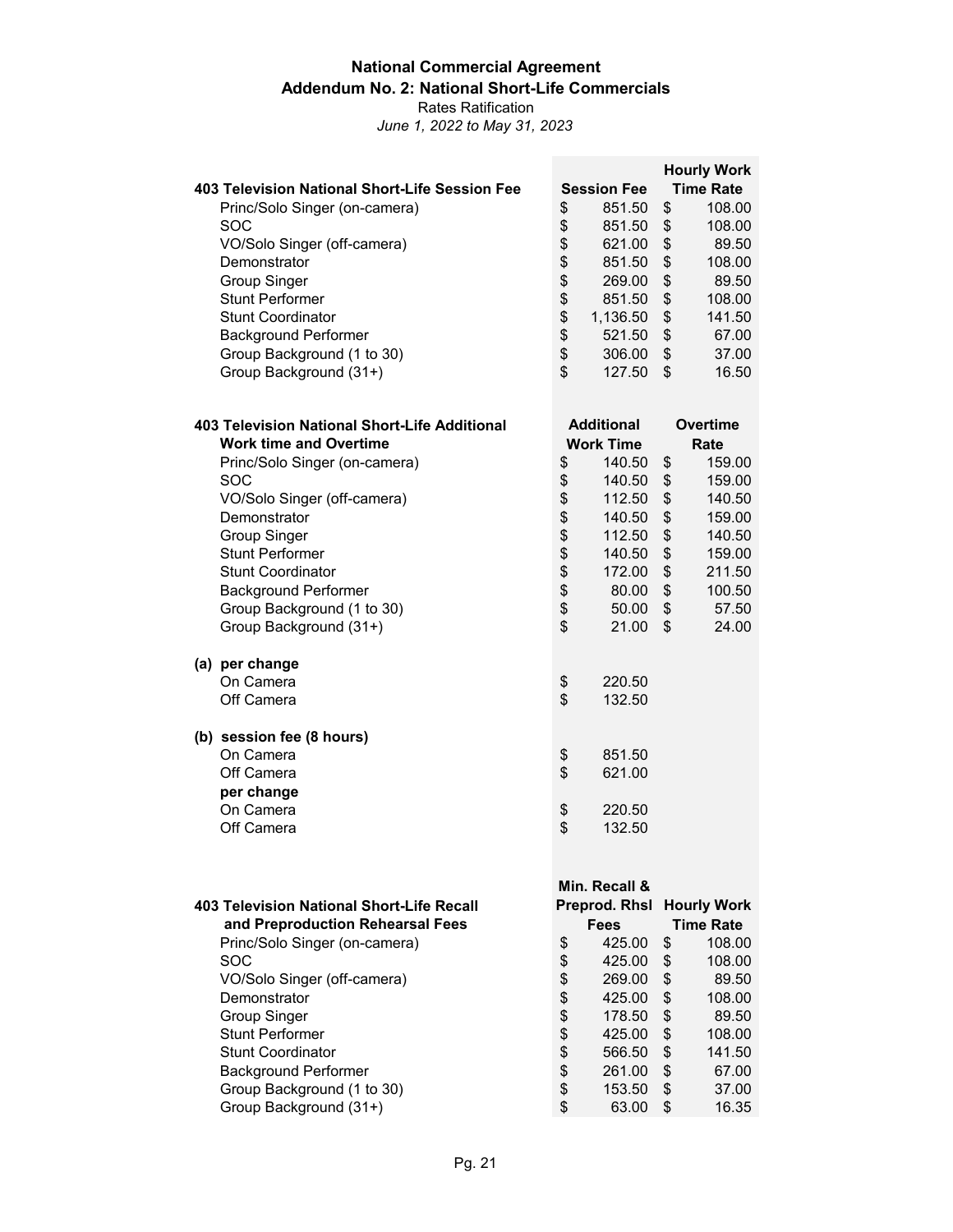# National Commercial Agreement

## Addendum No. 2: National Short-Life Commercials

Rates Ratification

*June 1, 2022 to May 31, 2023*

| 403 Television National Short-Life Session Fee | Session Fee | Hourly Work Time Rate |
|---|---|---|
| Princ/Solo Singer (on-camera) | $ 851.50 | $ 108.00 |
| SOC | $ 851.50 | $ 108.00 |
| VO/Solo Singer (off-camera) | $ 621.00 | $ 89.50 |
| Demonstrator | $ 851.50 | $ 108.00 |
| Group Singer | $ 269.00 | $ 89.50 |
| Stunt Performer | $ 851.50 | $ 108.00 |
| Stunt Coordinator | $ 1,136.50 | $ 141.50 |
| Background Performer | $ 521.50 | $ 67.00 |
| Group Background (1 to 30) | $ 306.00 | $ 37.00 |
| Group Background (31+) | $ 127.50 | $ 16.50 |

| 403 Television National Short-Life Additional Work time and Overtime | Additional Work Time | Overtime Rate |
|---|---|---|
| Princ/Solo Singer (on-camera) | $ 140.50 | $ 159.00 |
| SOC | $ 140.50 | $ 159.00 |
| VO/Solo Singer (off-camera) | $ 112.50 | $ 140.50 |
| Demonstrator | $ 140.50 | $ 159.00 |
| Group Singer | $ 112.50 | $ 140.50 |
| Stunt Performer | $ 140.50 | $ 159.00 |
| Stunt Coordinator | $ 172.00 | $ 211.50 |
| Background Performer | $ 80.00 | $ 100.50 |
| Group Background (1 to 30) | $ 50.00 | $ 57.50 |
| Group Background (31+) | $ 21.00 | $ 24.00 |
| **(a) per change** | | |
| On Camera | $ 220.50 | |
| Off Camera | $ 132.50 | |
| **(b) session fee (8 hours)** | | |
| On Camera | $ 851.50 | |
| Off Camera | $ 621.00 | |
| **per change** | | |
| On Camera | $ 220.50 | |
| Off Camera | $ 132.50 | |

| 403 Television National Short-Life Recall and Preproduction Rehearsal Fees | Min. Recall & Preprod. Rhsl Fees | Hourly Work Time Rate |
|---|---|---|
| Princ/Solo Singer (on-camera) | $ 425.00 | $ 108.00 |
| SOC | $ 425.00 | $ 108.00 |
| VO/Solo Singer (off-camera) | $ 269.00 | $ 89.50 |
| Demonstrator | $ 425.00 | $ 108.00 |
| Group Singer | $ 178.50 | $ 89.50 |
| Stunt Performer | $ 425.00 | $ 108.00 |
| Stunt Coordinator | $ 566.50 | $ 141.50 |
| Background Performer | $ 261.00 | $ 67.00 |
| Group Background (1 to 30) | $ 153.50 | $ 37.00 |
| Group Background (31+) | $ 63.00 | $ 16.35 |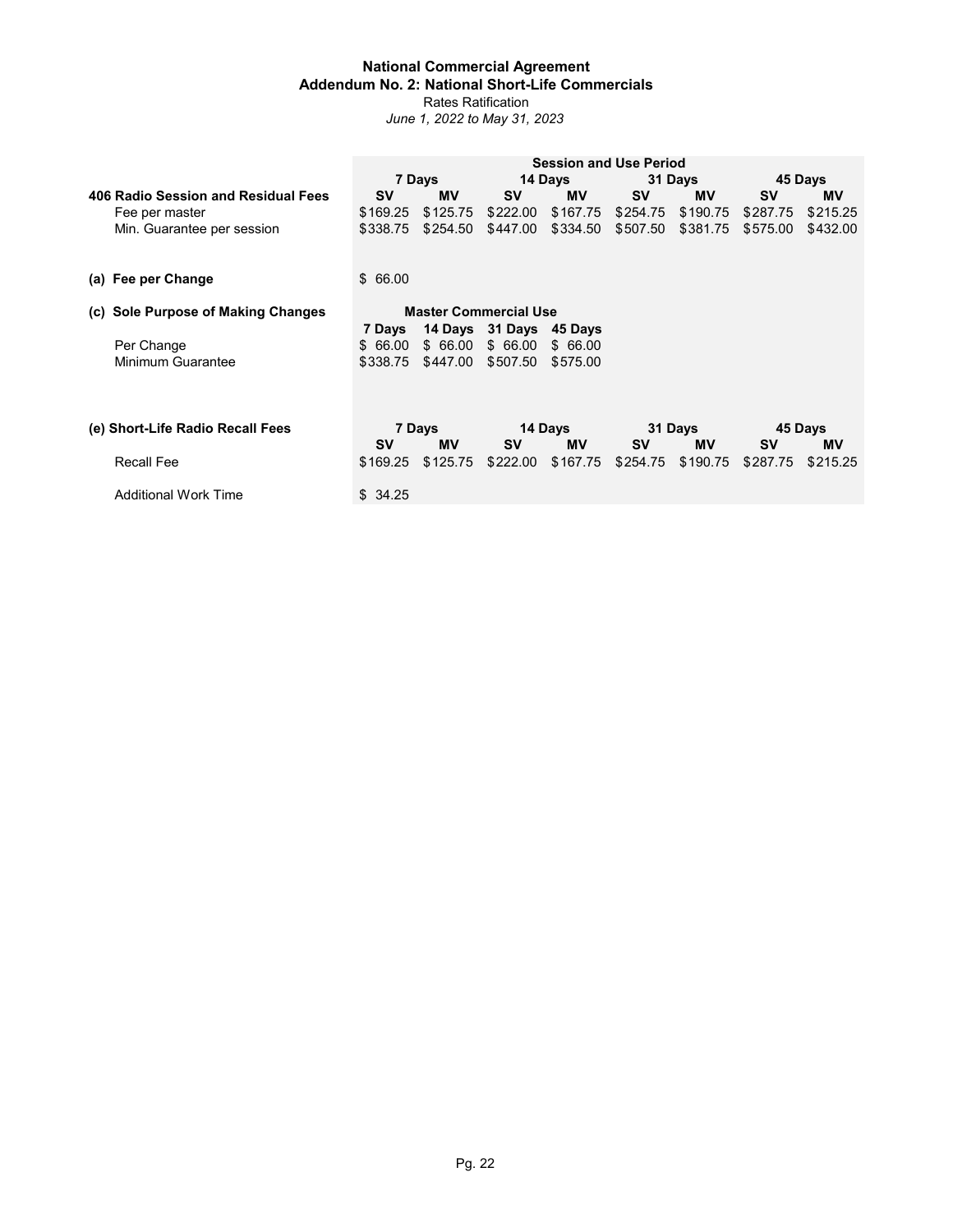**National Commercial Agreement**
**Addendum No. 2: National Short-Life Commercials**
Rates Ratification
*June 1, 2022 to May 31, 2023*

| | Session and Use Period | | | | | | | |
|---|---|---|---|---|---|---|---|---|
| | 7 Days | | 14 Days | | 31 Days | | 45 Days | |
| **406 Radio Session and Residual Fees** | **SV** | **MV** | **SV** | **MV** | **SV** | **MV** | **SV** | **MV** |
| Fee per master | $169.25 | $125.75 | $222.00 | $167.75 | $254.75 | $190.75 | $287.75 | $215.25 |
| Min. Guarantee per session | $338.75 | $254.50 | $447.00 | $334.50 | $507.50 | $381.75 | $575.00 | $432.00 |

| | |
|---|---|
| **(a) Fee per Change** | $ 66.00 |

| **(c) Sole Purpose of Making Changes** | Master Commercial Use | | | |
|---|---|---|---|---|
| | **7 Days** | **14 Days** | **31 Days** | **45 Days** |
| Per Change | $ 66.00 | $ 66.00 | $ 66.00 | $ 66.00 |
| Minimum Guarantee | $338.75 | $447.00 | $507.50 | $575.00 |

| **(e) Short-Life Radio Recall Fees** | 7 Days | | 14 Days | | 31 Days | | 45 Days | |
|---|---|---|---|---|---|---|---|---|
| | **SV** | **MV** | **SV** | **MV** | **SV** | **MV** | **SV** | **MV** |
| Recall Fee | $169.25 | $125.75 | $222.00 | $167.75 | $254.75 | $190.75 | $287.75 | $215.25 |
| Additional Work Time | $ 34.25 | | | | | | | |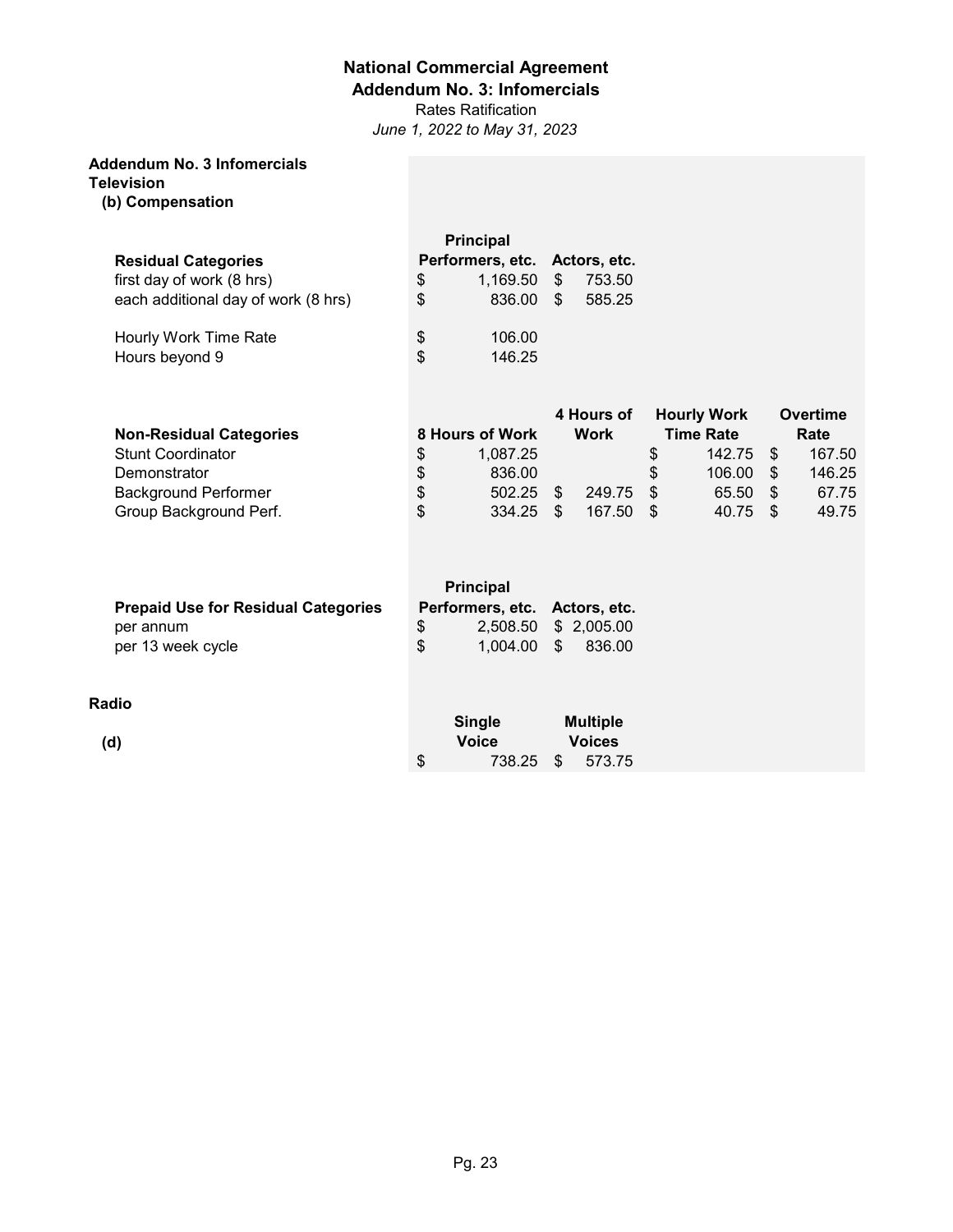# National Commercial Agreement

## Addendum No. 3: Infomercials

Rates Ratification

*June 1, 2022 to May 31, 2023*

**Addendum No. 3 Infomercials**

**Television**

**(b) Compensation**

| **Residual Categories** | **Principal Performers, etc.** | **Actors, etc.** |
|---|---|---|
| first day of work (8 hrs) | $ 1,169.50 | $ 753.50 |
| each additional day of work (8 hrs) | $ 836.00 | $ 585.25 |
| Hourly Work Time Rate | $ 106.00 | |
| Hours beyond 9 | $ 146.25 | |

| **Non-Residual Categories** | **8 Hours of Work** | **4 Hours of Work** | **Hourly Work Time Rate** | **Overtime Rate** |
|---|---|---|---|---|
| Stunt Coordinator | $ 1,087.25 | | $ 142.75 | $ 167.50 |
| Demonstrator | $ 836.00 | | $ 106.00 | $ 146.25 |
| Background Performer | $ 502.25 | $ 249.75 | $ 65.50 | $ 67.75 |
| Group Background Perf. | $ 334.25 | $ 167.50 | $ 40.75 | $ 49.75 |

| **Prepaid Use for Residual Categories** | **Principal Performers, etc.** | **Actors, etc.** |
|---|---|---|
| per annum | $ 2,508.50 | $ 2,005.00 |
| per 13 week cycle | $ 1,004.00 | $ 836.00 |

**Radio**

| | **Single Voice** | **Multiple Voices** |
|---|---|---|
| **(d)** | $ 738.25 | $ 573.75 |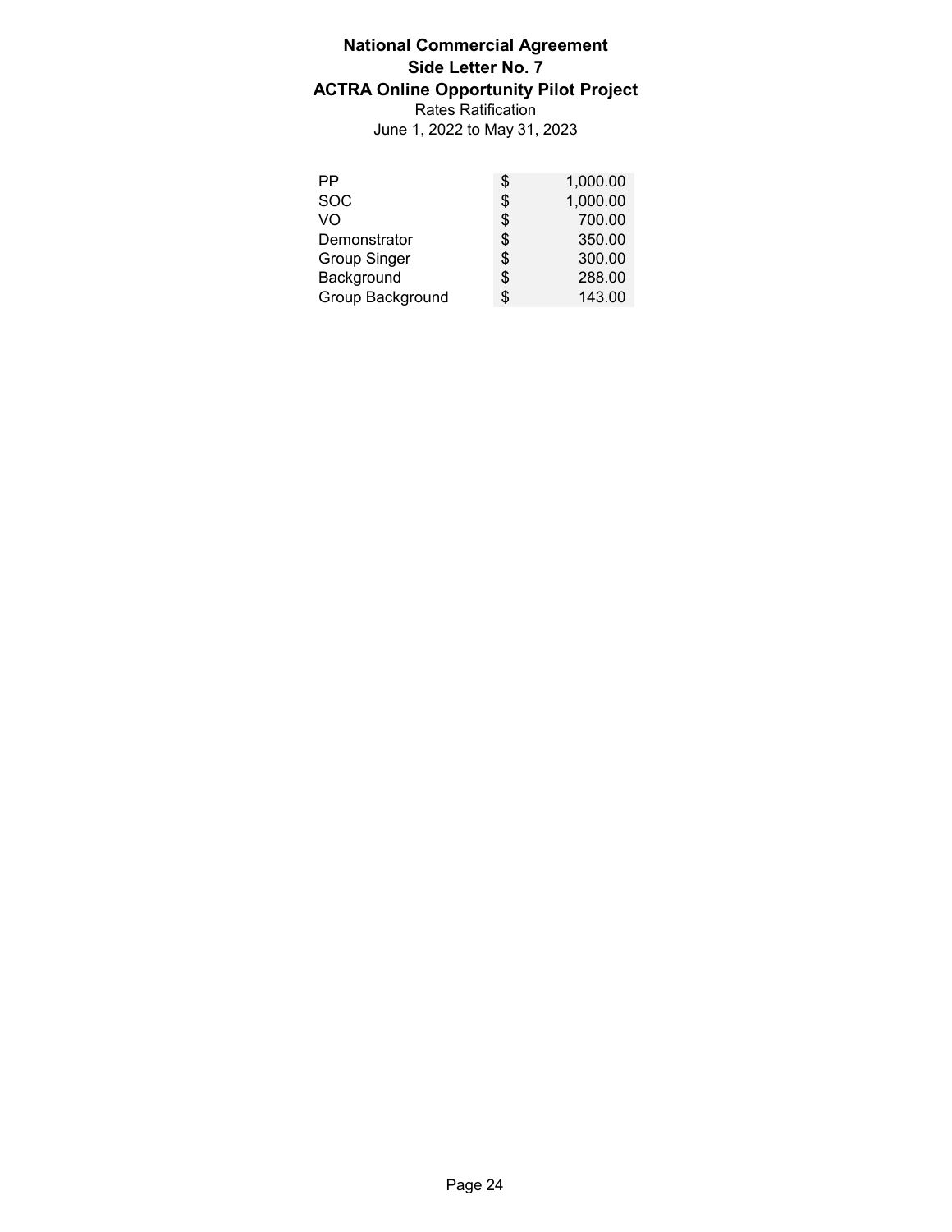**National Commercial Agreement**
**Side Letter No. 7**
**ACTRA Online Opportunity Pilot Project**
Rates Ratification
June 1, 2022 to May 31, 2023

| | |
|---|---|
| PP | $ 1,000.00 |
| SOC | $ 1,000.00 |
| VO | $ 700.00 |
| Demonstrator | $ 350.00 |
| Group Singer | $ 300.00 |
| Background | $ 288.00 |
| Group Background | $ 143.00 |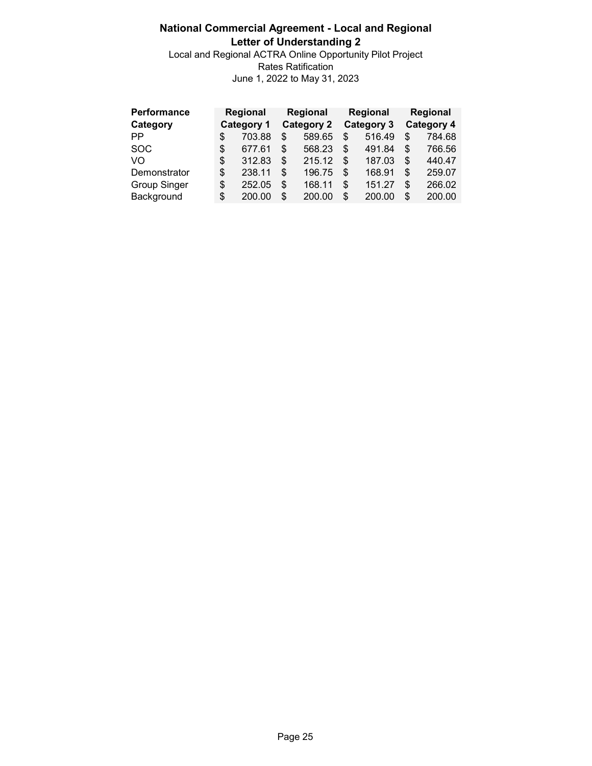## National Commercial Agreement - Local and Regional
## Letter of Understanding 2

Local and Regional ACTRA Online Opportunity Pilot Project
Rates Ratification
June 1, 2022 to May 31, 2023

| Performance Category | Regional Category 1 | Regional Category 2 | Regional Category 3 | Regional Category 4 |
|---|---|---|---|---|
| PP | $ 703.88 | $ 589.65 | $ 516.49 | $ 784.68 |
| SOC | $ 677.61 | $ 568.23 | $ 491.84 | $ 766.56 |
| VO | $ 312.83 | $ 215.12 | $ 187.03 | $ 440.47 |
| Demonstrator | $ 238.11 | $ 196.75 | $ 168.91 | $ 259.07 |
| Group Singer | $ 252.05 | $ 168.11 | $ 151.27 | $ 266.02 |
| Background | $ 200.00 | $ 200.00 | $ 200.00 | $ 200.00 |